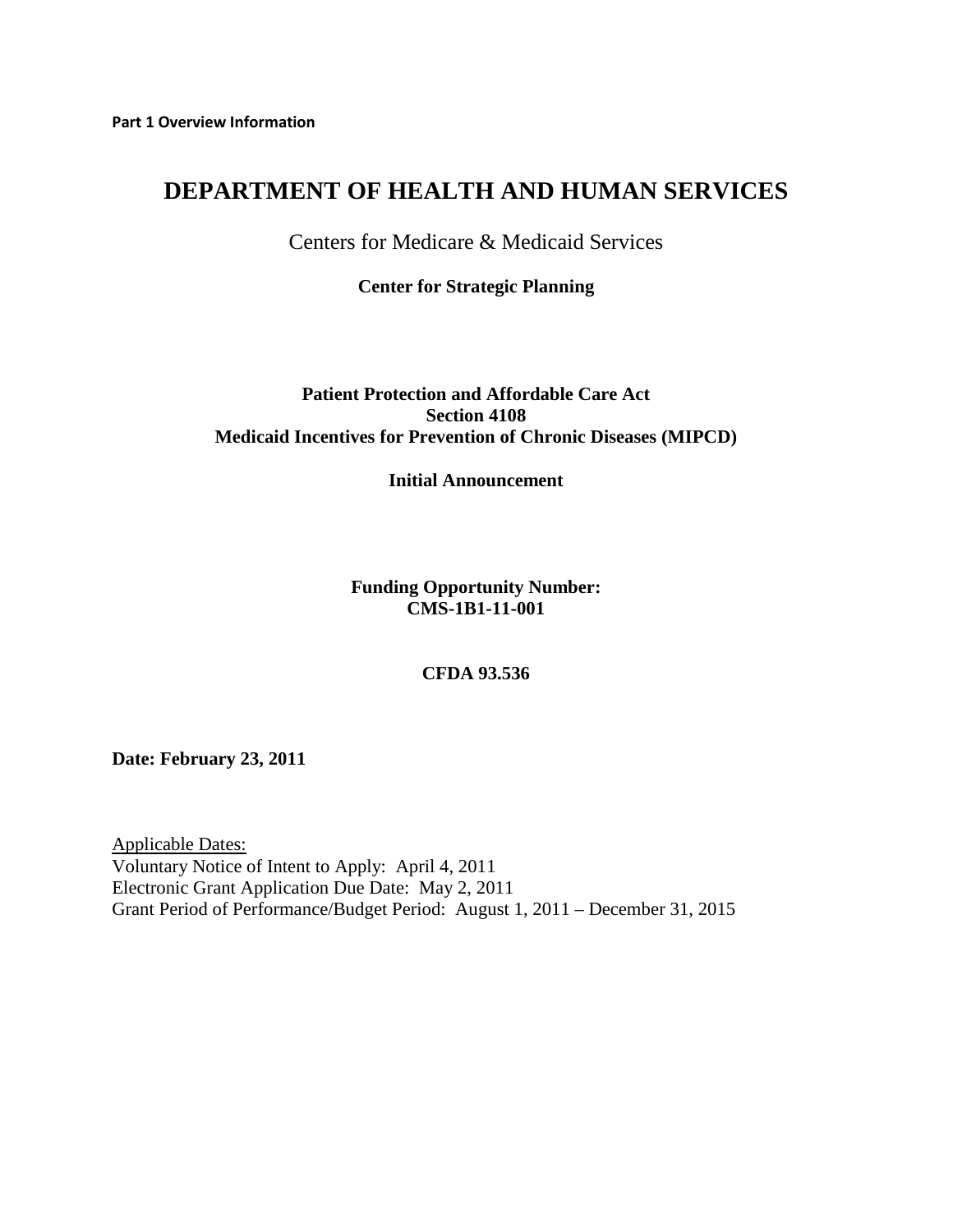**Part 1 Overview Information**

# DEPARTMENT OF HEALTH AND HUMAN SERVICES

Centers for Medicare & Medicaid Services

**Center for Strategic Planning**

**Patient Protection and Affordable Care Act**
**Section 4108**
**Medicaid Incentives for Prevention of Chronic Diseases (MIPCD)**

**Initial Announcement**

**Funding Opportunity Number:**
**CMS-1B1-11-001**

**CFDA 93.536**

**Date: February 23, 2011**

Applicable Dates:
Voluntary Notice of Intent to Apply: April 4, 2011
Electronic Grant Application Due Date: May 2, 2011
Grant Period of Performance/Budget Period: August 1, 2011 – December 31, 2015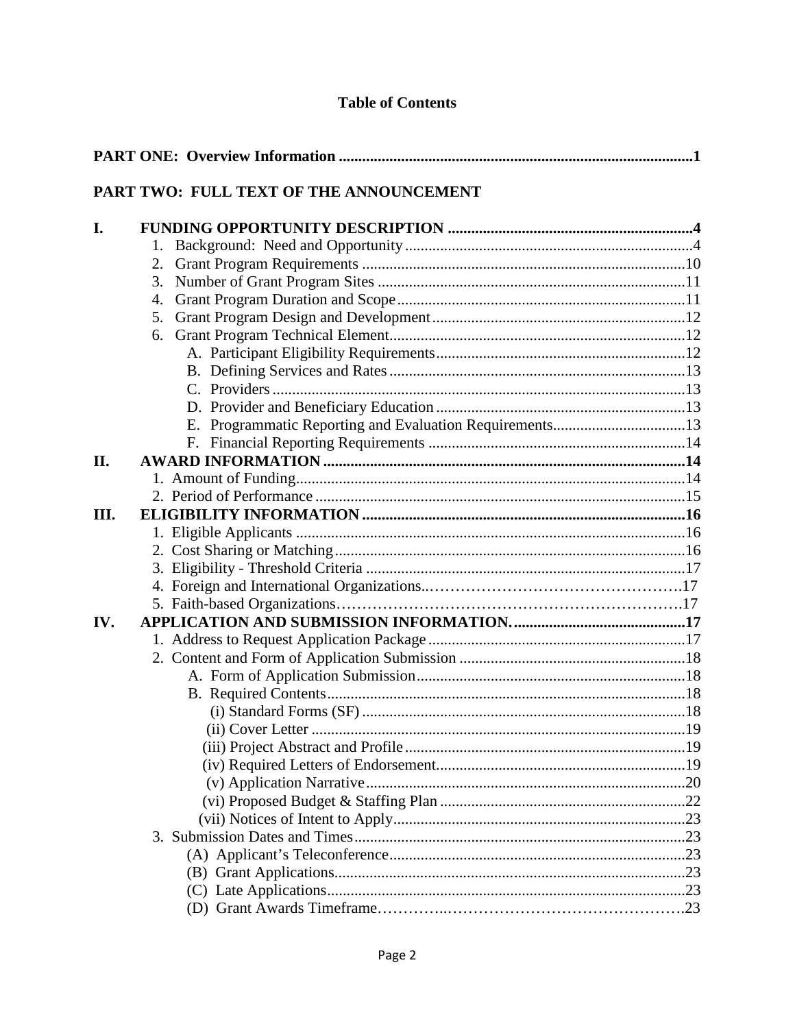## Table of Contents

**PART ONE: Overview Information** .......... **1**

**PART TWO: FULL TEXT OF THE ANNOUNCEMENT**

**I. FUNDING OPPORTUNITY DESCRIPTION** .......... **4**

1. Background: Need and Opportunity .......... 4
2. Grant Program Requirements .......... 10
3. Number of Grant Program Sites .......... 11
4. Grant Program Duration and Scope .......... 11
5. Grant Program Design and Development .......... 12
6. Grant Program Technical Element .......... 12
   - A. Participant Eligibility Requirements .......... 12
   - B. Defining Services and Rates .......... 13
   - C. Providers .......... 13
   - D. Provider and Beneficiary Education .......... 13
   - E. Programmatic Reporting and Evaluation Requirements .......... 13
   - F. Financial Reporting Requirements .......... 14

**II. AWARD INFORMATION** .......... **14**

1. Amount of Funding .......... 14
2. Period of Performance .......... 15

**III. ELIGIBILITY INFORMATION** .......... **16**

1. Eligible Applicants .......... 16
2. Cost Sharing or Matching .......... 16
3. Eligibility - Threshold Criteria .......... 17
4. Foreign and International Organizations .......... 17
5. Faith-based Organizations .......... 17

**IV. APPLICATION AND SUBMISSION INFORMATION.** .......... **17**

1. Address to Request Application Package .......... 17
2. Content and Form of Application Submission .......... 18
   - A. Form of Application Submission .......... 18
   - B. Required Contents .......... 18
     - (i) Standard Forms (SF) .......... 18
     - (ii) Cover Letter .......... 19
     - (iii) Project Abstract and Profile .......... 19
     - (iv) Required Letters of Endorsement .......... 19
     - (v) Application Narrative .......... 20
     - (vi) Proposed Budget & Staffing Plan .......... 22
     - (vii) Notices of Intent to Apply .......... 23
3. Submission Dates and Times .......... 23
   - (A) Applicant's Teleconference .......... 23
   - (B) Grant Applications .......... 23
   - (C) Late Applications .......... 23
   - (D) Grant Awards Timeframe .......... 23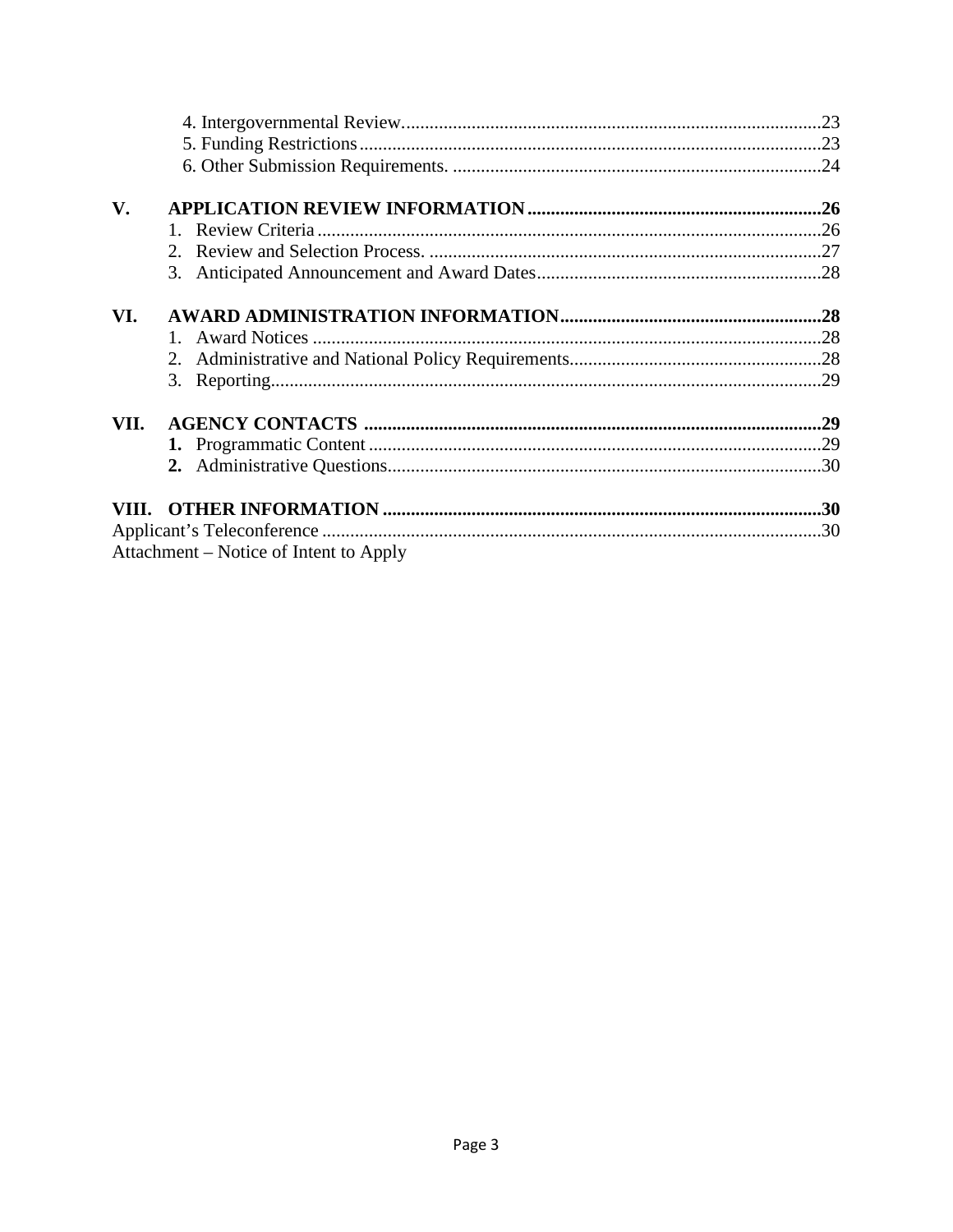4. Intergovernmental Review.........................................................................................23
5. Funding Restrictions..................................................................................................23
6. Other Submission Requirements. ..............................................................................24

**V. APPLICATION REVIEW INFORMATION..............................................................26**

1. Review Criteria...........................................................................................................26
2. Review and Selection Process. ...................................................................................27
3. Anticipated Announcement and Award Dates............................................................28

**VI. AWARD ADMINISTRATION INFORMATION.......................................................28**

1. Award Notices ............................................................................................................28
2. Administrative and National Policy Requirements.....................................................28
3. Reporting....................................................................................................................29

**VII. AGENCY CONTACTS .................................................................................................29**

**1.** Programmatic Content ................................................................................................29
**2.** Administrative Questions............................................................................................30

**VIII. OTHER INFORMATION ............................................................................................30**

Applicant's Teleconference ..........................................................................................................30

Attachment – Notice of Intent to Apply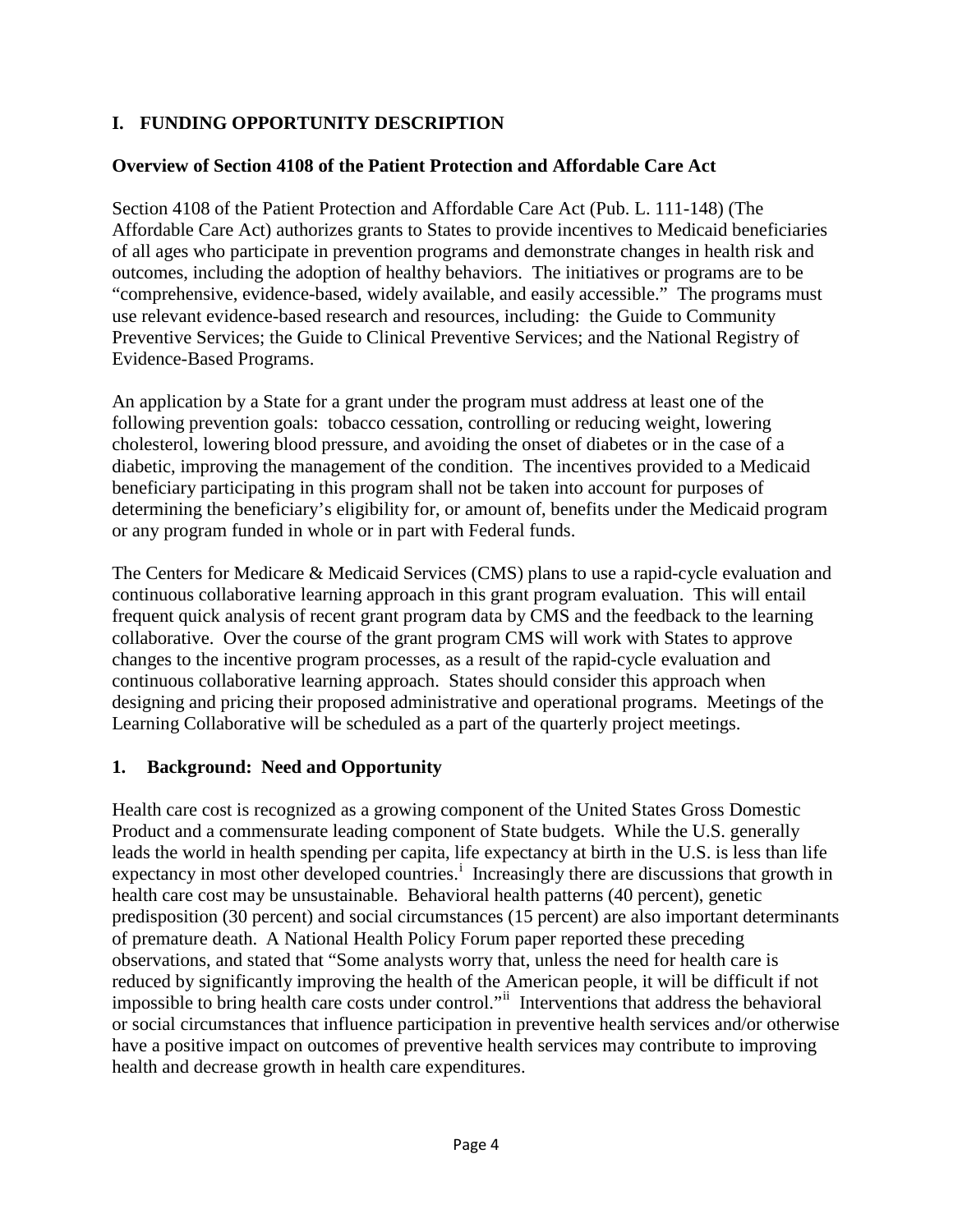## I. FUNDING OPPORTUNITY DESCRIPTION

### Overview of Section 4108 of the Patient Protection and Affordable Care Act

Section 4108 of the Patient Protection and Affordable Care Act (Pub. L. 111-148) (The Affordable Care Act) authorizes grants to States to provide incentives to Medicaid beneficiaries of all ages who participate in prevention programs and demonstrate changes in health risk and outcomes, including the adoption of healthy behaviors. The initiatives or programs are to be "comprehensive, evidence-based, widely available, and easily accessible." The programs must use relevant evidence-based research and resources, including: the Guide to Community Preventive Services; the Guide to Clinical Preventive Services; and the National Registry of Evidence-Based Programs.

An application by a State for a grant under the program must address at least one of the following prevention goals: tobacco cessation, controlling or reducing weight, lowering cholesterol, lowering blood pressure, and avoiding the onset of diabetes or in the case of a diabetic, improving the management of the condition. The incentives provided to a Medicaid beneficiary participating in this program shall not be taken into account for purposes of determining the beneficiary's eligibility for, or amount of, benefits under the Medicaid program or any program funded in whole or in part with Federal funds.

The Centers for Medicare & Medicaid Services (CMS) plans to use a rapid-cycle evaluation and continuous collaborative learning approach in this grant program evaluation. This will entail frequent quick analysis of recent grant program data by CMS and the feedback to the learning collaborative. Over the course of the grant program CMS will work with States to approve changes to the incentive program processes, as a result of the rapid-cycle evaluation and continuous collaborative learning approach. States should consider this approach when designing and pricing their proposed administrative and operational programs. Meetings of the Learning Collaborative will be scheduled as a part of the quarterly project meetings.

### 1. Background: Need and Opportunity

Health care cost is recognized as a growing component of the United States Gross Domestic Product and a commensurate leading component of State budgets. While the U.S. generally leads the world in health spending per capita, life expectancy at birth in the U.S. is less than life expectancy in most other developed countries.[i] Increasingly there are discussions that growth in health care cost may be unsustainable. Behavioral health patterns (40 percent), genetic predisposition (30 percent) and social circumstances (15 percent) are also important determinants of premature death. A National Health Policy Forum paper reported these preceding observations, and stated that "Some analysts worry that, unless the need for health care is reduced by significantly improving the health of the American people, it will be difficult if not impossible to bring health care costs under control."[ii] Interventions that address the behavioral or social circumstances that influence participation in preventive health services and/or otherwise have a positive impact on outcomes of preventive health services may contribute to improving health and decrease growth in health care expenditures.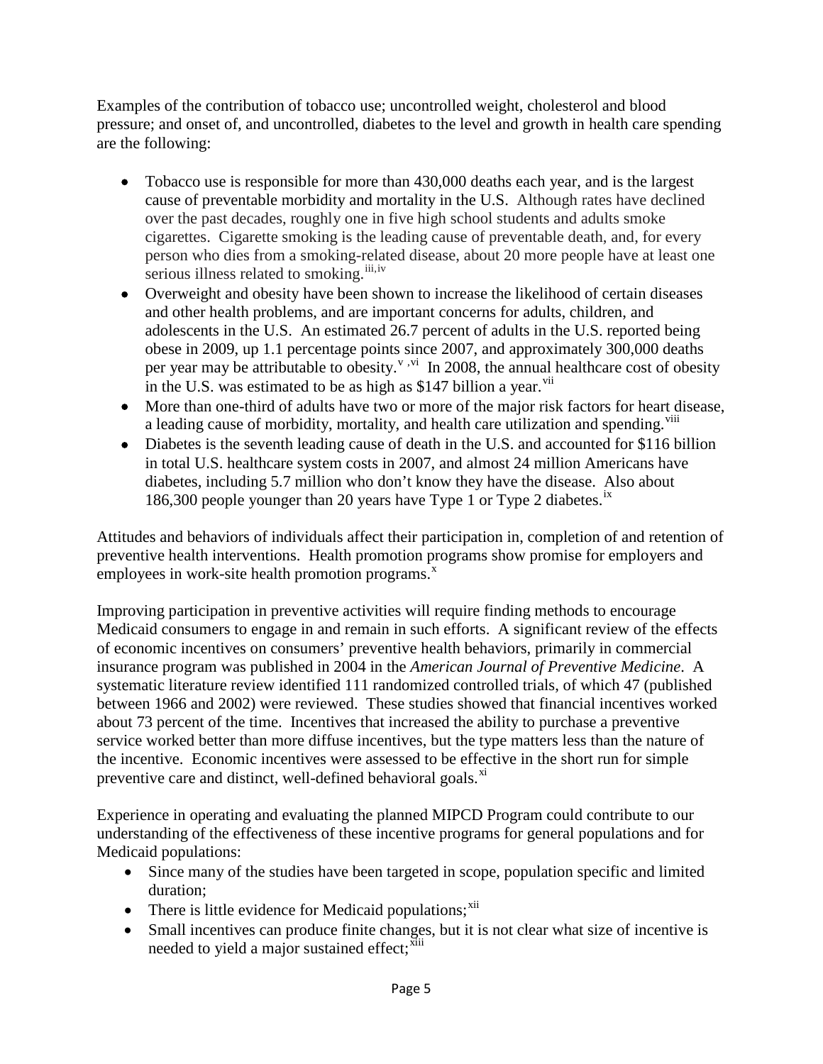Examples of the contribution of tobacco use; uncontrolled weight, cholesterol and blood pressure; and onset of, and uncontrolled, diabetes to the level and growth in health care spending are the following:

- Tobacco use is responsible for more than 430,000 deaths each year, and is the largest cause of preventable morbidity and mortality in the U.S. Although rates have declined over the past decades, roughly one in five high school students and adults smoke cigarettes. Cigarette smoking is the leading cause of preventable death, and, for every person who dies from a smoking-related disease, about 20 more people have at least one serious illness related to smoking.[iii,iv]
- Overweight and obesity have been shown to increase the likelihood of certain diseases and other health problems, and are important concerns for adults, children, and adolescents in the U.S. An estimated 26.7 percent of adults in the U.S. reported being obese in 2009, up 1.1 percentage points since 2007, and approximately 300,000 deaths per year may be attributable to obesity.[v,vi] In 2008, the annual healthcare cost of obesity in the U.S. was estimated to be as high as $147 billion a year.[vii]
- More than one-third of adults have two or more of the major risk factors for heart disease, a leading cause of morbidity, mortality, and health care utilization and spending.[viii]
- Diabetes is the seventh leading cause of death in the U.S. and accounted for $116 billion in total U.S. healthcare system costs in 2007, and almost 24 million Americans have diabetes, including 5.7 million who don't know they have the disease. Also about 186,300 people younger than 20 years have Type 1 or Type 2 diabetes.[ix]

Attitudes and behaviors of individuals affect their participation in, completion of and retention of preventive health interventions. Health promotion programs show promise for employers and employees in work-site health promotion programs.[x]

Improving participation in preventive activities will require finding methods to encourage Medicaid consumers to engage in and remain in such efforts. A significant review of the effects of economic incentives on consumers' preventive health behaviors, primarily in commercial insurance program was published in 2004 in the *American Journal of Preventive Medicine*. A systematic literature review identified 111 randomized controlled trials, of which 47 (published between 1966 and 2002) were reviewed. These studies showed that financial incentives worked about 73 percent of the time. Incentives that increased the ability to purchase a preventive service worked better than more diffuse incentives, but the type matters less than the nature of the incentive. Economic incentives were assessed to be effective in the short run for simple preventive care and distinct, well-defined behavioral goals.[xi]

Experience in operating and evaluating the planned MIPCD Program could contribute to our understanding of the effectiveness of these incentive programs for general populations and for Medicaid populations:

- Since many of the studies have been targeted in scope, population specific and limited duration;
- There is little evidence for Medicaid populations;[xii]
- Small incentives can produce finite changes, but it is not clear what size of incentive is needed to yield a major sustained effect;[xiii]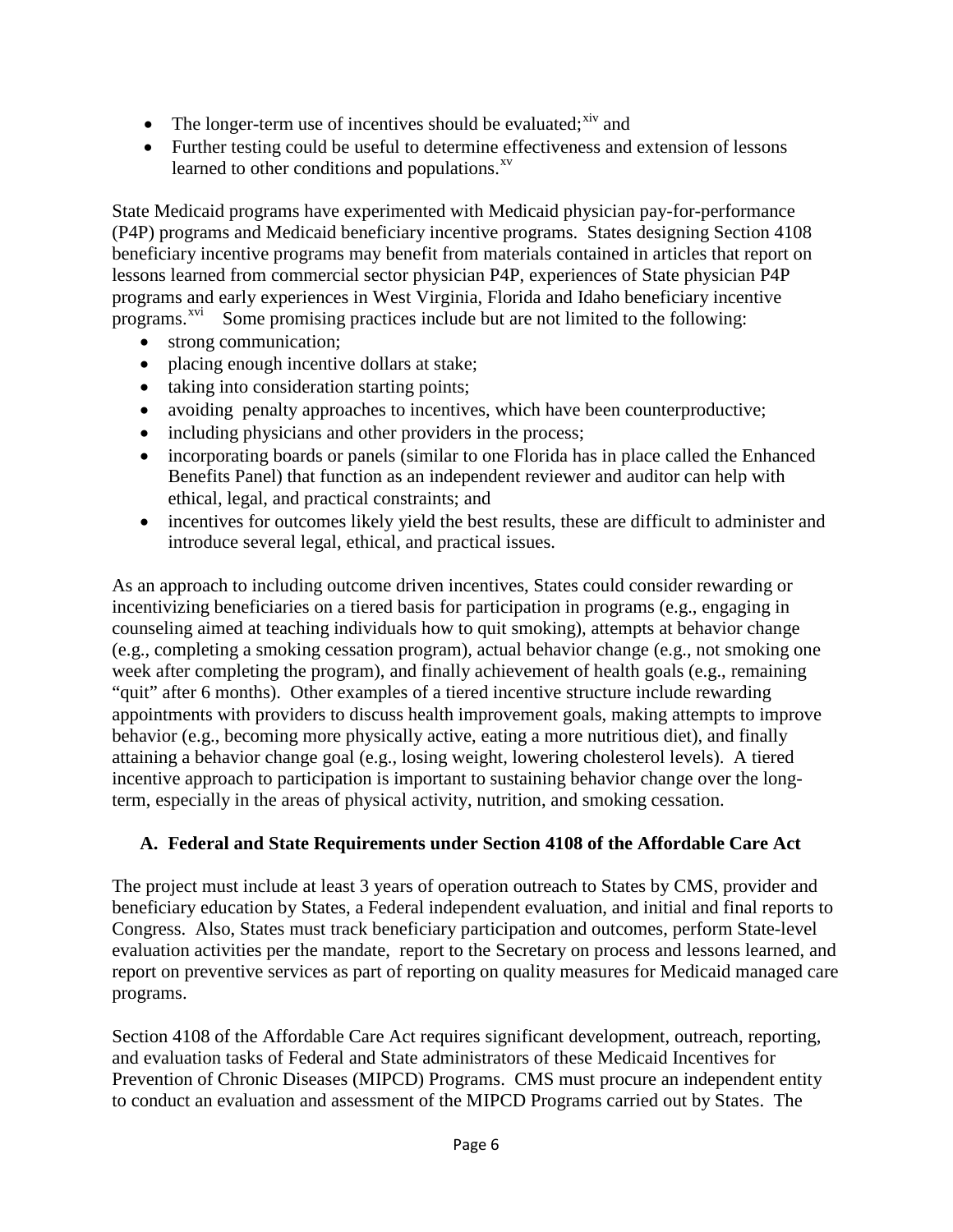- The longer-term use of incentives should be evaluated;[xiv] and
- Further testing could be useful to determine effectiveness and extension of lessons learned to other conditions and populations.[xv]

State Medicaid programs have experimented with Medicaid physician pay-for-performance (P4P) programs and Medicaid beneficiary incentive programs. States designing Section 4108 beneficiary incentive programs may benefit from materials contained in articles that report on lessons learned from commercial sector physician P4P, experiences of State physician P4P programs and early experiences in West Virginia, Florida and Idaho beneficiary incentive programs.[xvi] Some promising practices include but are not limited to the following:

- strong communication;
- placing enough incentive dollars at stake;
- taking into consideration starting points;
- avoiding penalty approaches to incentives, which have been counterproductive;
- including physicians and other providers in the process;
- incorporating boards or panels (similar to one Florida has in place called the Enhanced Benefits Panel) that function as an independent reviewer and auditor can help with ethical, legal, and practical constraints; and
- incentives for outcomes likely yield the best results, these are difficult to administer and introduce several legal, ethical, and practical issues.

As an approach to including outcome driven incentives, States could consider rewarding or incentivizing beneficiaries on a tiered basis for participation in programs (e.g., engaging in counseling aimed at teaching individuals how to quit smoking), attempts at behavior change (e.g., completing a smoking cessation program), actual behavior change (e.g., not smoking one week after completing the program), and finally achievement of health goals (e.g., remaining "quit" after 6 months). Other examples of a tiered incentive structure include rewarding appointments with providers to discuss health improvement goals, making attempts to improve behavior (e.g., becoming more physically active, eating a more nutritious diet), and finally attaining a behavior change goal (e.g., losing weight, lowering cholesterol levels). A tiered incentive approach to participation is important to sustaining behavior change over the long-term, especially in the areas of physical activity, nutrition, and smoking cessation.

### A. Federal and State Requirements under Section 4108 of the Affordable Care Act

The project must include at least 3 years of operation outreach to States by CMS, provider and beneficiary education by States, a Federal independent evaluation, and initial and final reports to Congress. Also, States must track beneficiary participation and outcomes, perform State-level evaluation activities per the mandate, report to the Secretary on process and lessons learned, and report on preventive services as part of reporting on quality measures for Medicaid managed care programs.

Section 4108 of the Affordable Care Act requires significant development, outreach, reporting, and evaluation tasks of Federal and State administrators of these Medicaid Incentives for Prevention of Chronic Diseases (MIPCD) Programs. CMS must procure an independent entity to conduct an evaluation and assessment of the MIPCD Programs carried out by States. The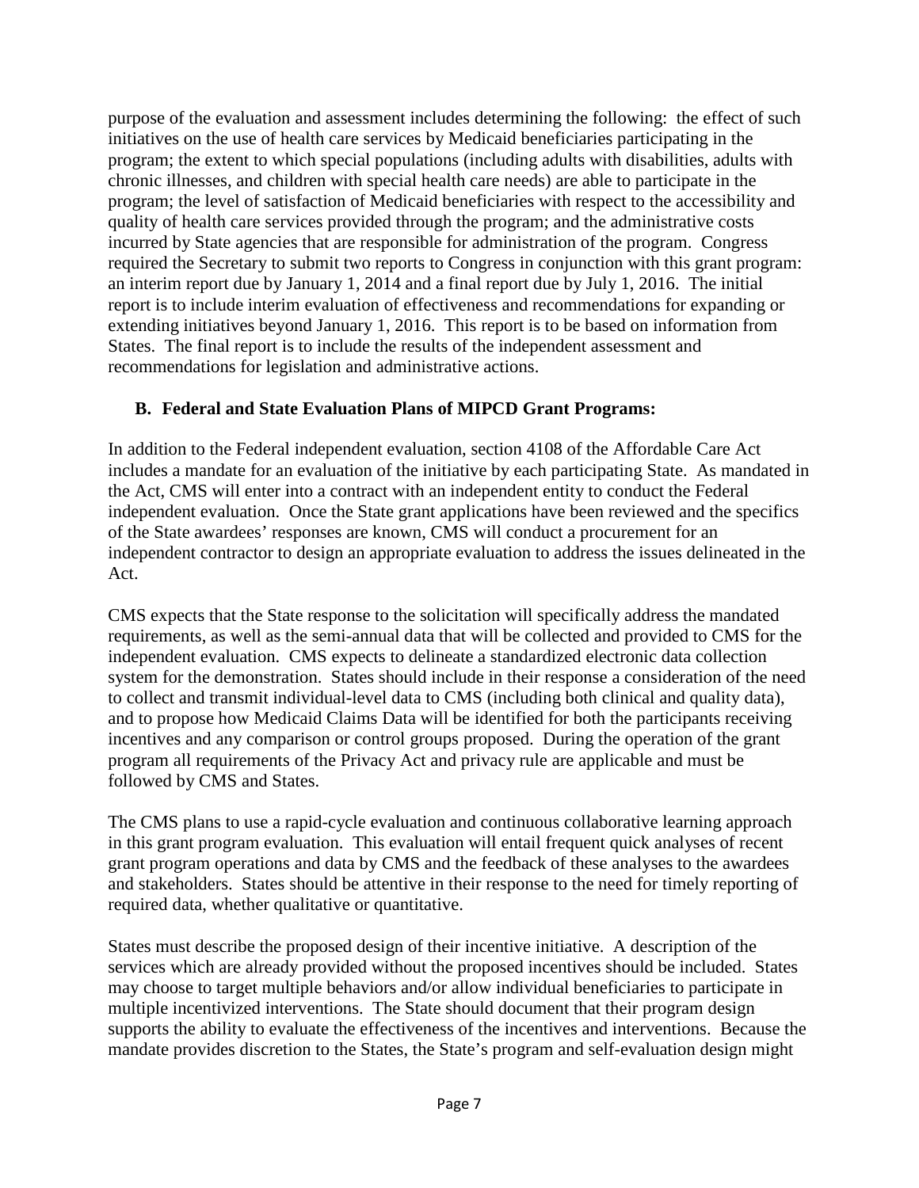purpose of the evaluation and assessment includes determining the following: the effect of such initiatives on the use of health care services by Medicaid beneficiaries participating in the program; the extent to which special populations (including adults with disabilities, adults with chronic illnesses, and children with special health care needs) are able to participate in the program; the level of satisfaction of Medicaid beneficiaries with respect to the accessibility and quality of health care services provided through the program; and the administrative costs incurred by State agencies that are responsible for administration of the program. Congress required the Secretary to submit two reports to Congress in conjunction with this grant program: an interim report due by January 1, 2014 and a final report due by July 1, 2016. The initial report is to include interim evaluation of effectiveness and recommendations for expanding or extending initiatives beyond January 1, 2016. This report is to be based on information from States. The final report is to include the results of the independent assessment and recommendations for legislation and administrative actions.

## B. Federal and State Evaluation Plans of MIPCD Grant Programs:

In addition to the Federal independent evaluation, section 4108 of the Affordable Care Act includes a mandate for an evaluation of the initiative by each participating State. As mandated in the Act, CMS will enter into a contract with an independent entity to conduct the Federal independent evaluation. Once the State grant applications have been reviewed and the specifics of the State awardees' responses are known, CMS will conduct a procurement for an independent contractor to design an appropriate evaluation to address the issues delineated in the Act.

CMS expects that the State response to the solicitation will specifically address the mandated requirements, as well as the semi-annual data that will be collected and provided to CMS for the independent evaluation. CMS expects to delineate a standardized electronic data collection system for the demonstration. States should include in their response a consideration of the need to collect and transmit individual-level data to CMS (including both clinical and quality data), and to propose how Medicaid Claims Data will be identified for both the participants receiving incentives and any comparison or control groups proposed. During the operation of the grant program all requirements of the Privacy Act and privacy rule are applicable and must be followed by CMS and States.

The CMS plans to use a rapid-cycle evaluation and continuous collaborative learning approach in this grant program evaluation. This evaluation will entail frequent quick analyses of recent grant program operations and data by CMS and the feedback of these analyses to the awardees and stakeholders. States should be attentive in their response to the need for timely reporting of required data, whether qualitative or quantitative.

States must describe the proposed design of their incentive initiative. A description of the services which are already provided without the proposed incentives should be included. States may choose to target multiple behaviors and/or allow individual beneficiaries to participate in multiple incentivized interventions. The State should document that their program design supports the ability to evaluate the effectiveness of the incentives and interventions. Because the mandate provides discretion to the States, the State's program and self-evaluation design might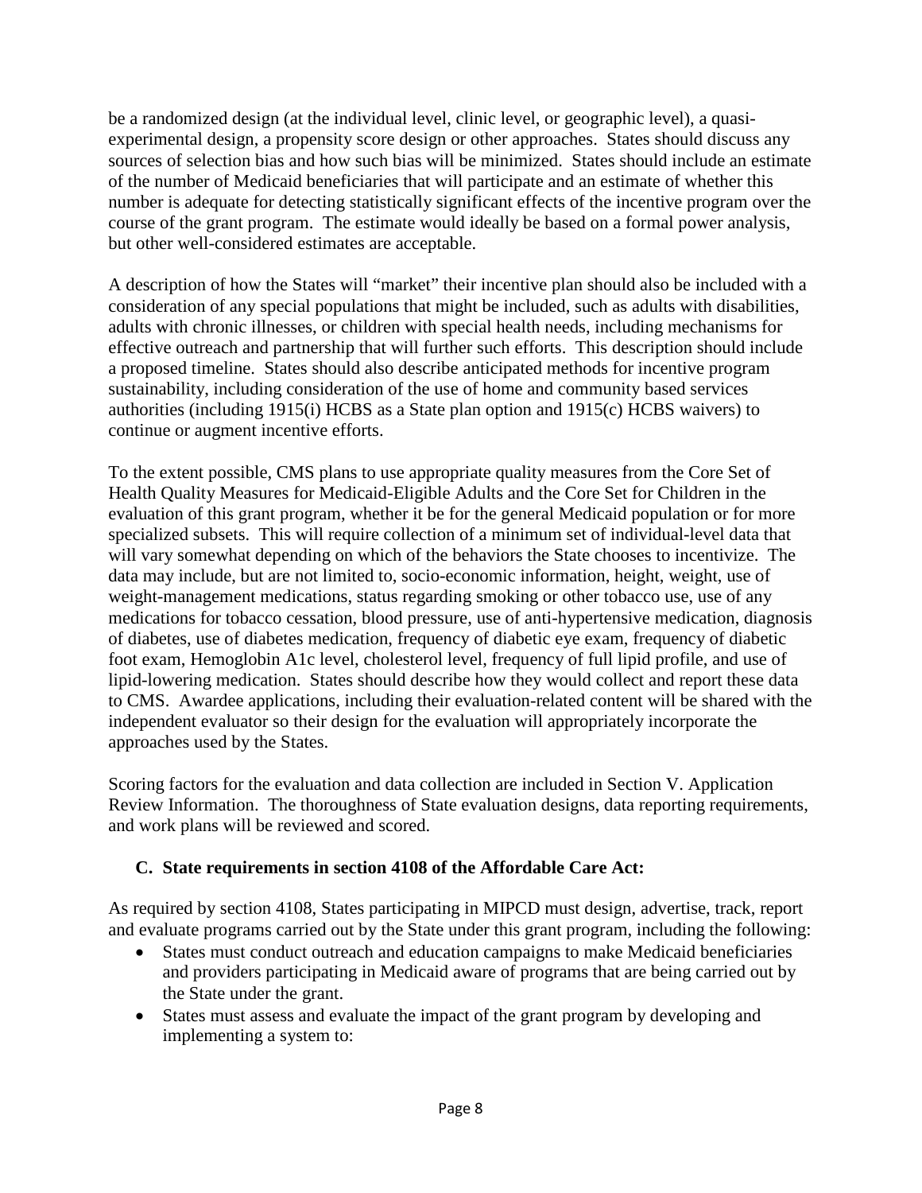be a randomized design (at the individual level, clinic level, or geographic level), a quasi-experimental design, a propensity score design or other approaches. States should discuss any sources of selection bias and how such bias will be minimized. States should include an estimate of the number of Medicaid beneficiaries that will participate and an estimate of whether this number is adequate for detecting statistically significant effects of the incentive program over the course of the grant program. The estimate would ideally be based on a formal power analysis, but other well-considered estimates are acceptable.

A description of how the States will "market" their incentive plan should also be included with a consideration of any special populations that might be included, such as adults with disabilities, adults with chronic illnesses, or children with special health needs, including mechanisms for effective outreach and partnership that will further such efforts. This description should include a proposed timeline. States should also describe anticipated methods for incentive program sustainability, including consideration of the use of home and community based services authorities (including 1915(i) HCBS as a State plan option and 1915(c) HCBS waivers) to continue or augment incentive efforts.

To the extent possible, CMS plans to use appropriate quality measures from the Core Set of Health Quality Measures for Medicaid-Eligible Adults and the Core Set for Children in the evaluation of this grant program, whether it be for the general Medicaid population or for more specialized subsets. This will require collection of a minimum set of individual-level data that will vary somewhat depending on which of the behaviors the State chooses to incentivize. The data may include, but are not limited to, socio-economic information, height, weight, use of weight-management medications, status regarding smoking or other tobacco use, use of any medications for tobacco cessation, blood pressure, use of anti-hypertensive medication, diagnosis of diabetes, use of diabetes medication, frequency of diabetic eye exam, frequency of diabetic foot exam, Hemoglobin A1c level, cholesterol level, frequency of full lipid profile, and use of lipid-lowering medication. States should describe how they would collect and report these data to CMS. Awardee applications, including their evaluation-related content will be shared with the independent evaluator so their design for the evaluation will appropriately incorporate the approaches used by the States.

Scoring factors for the evaluation and data collection are included in Section V. Application Review Information. The thoroughness of State evaluation designs, data reporting requirements, and work plans will be reviewed and scored.

### C. State requirements in section 4108 of the Affordable Care Act:

As required by section 4108, States participating in MIPCD must design, advertise, track, report and evaluate programs carried out by the State under this grant program, including the following:

- States must conduct outreach and education campaigns to make Medicaid beneficiaries and providers participating in Medicaid aware of programs that are being carried out by the State under the grant.
- States must assess and evaluate the impact of the grant program by developing and implementing a system to: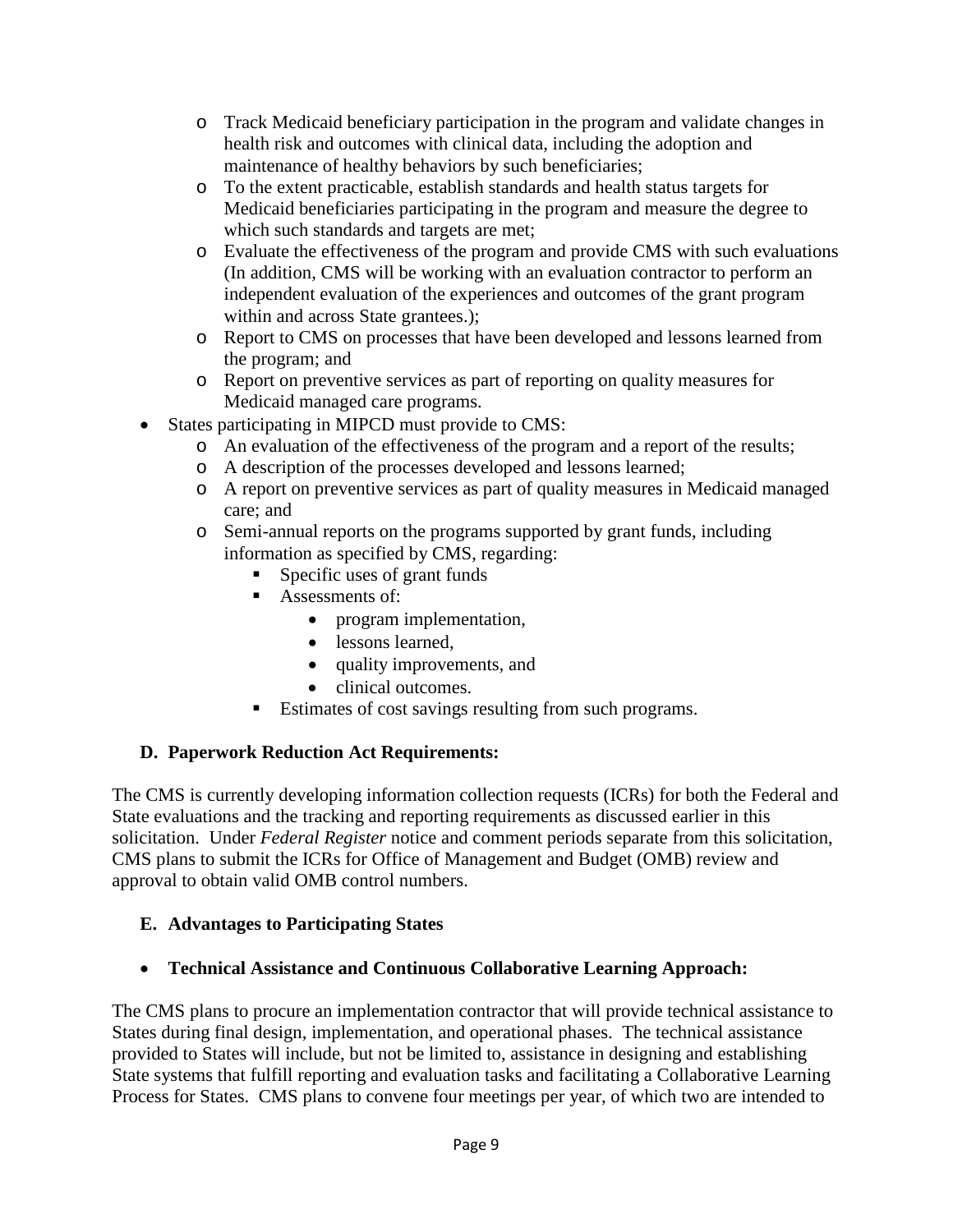- Track Medicaid beneficiary participation in the program and validate changes in health risk and outcomes with clinical data, including the adoption and maintenance of healthy behaviors by such beneficiaries;
  - To the extent practicable, establish standards and health status targets for Medicaid beneficiaries participating in the program and measure the degree to which such standards and targets are met;
  - Evaluate the effectiveness of the program and provide CMS with such evaluations (In addition, CMS will be working with an evaluation contractor to perform an independent evaluation of the experiences and outcomes of the grant program within and across State grantees.);
  - Report to CMS on processes that have been developed and lessons learned from the program; and
  - Report on preventive services as part of reporting on quality measures for Medicaid managed care programs.
- States participating in MIPCD must provide to CMS:
  - An evaluation of the effectiveness of the program and a report of the results;
  - A description of the processes developed and lessons learned;
  - A report on preventive services as part of quality measures in Medicaid managed care; and
  - Semi-annual reports on the programs supported by grant funds, including information as specified by CMS, regarding:
    - Specific uses of grant funds
    - Assessments of:
      - program implementation,
      - lessons learned,
      - quality improvements, and
      - clinical outcomes.
    - Estimates of cost savings resulting from such programs.

### D. Paperwork Reduction Act Requirements:

The CMS is currently developing information collection requests (ICRs) for both the Federal and State evaluations and the tracking and reporting requirements as discussed earlier in this solicitation. Under *Federal Register* notice and comment periods separate from this solicitation, CMS plans to submit the ICRs for Office of Management and Budget (OMB) review and approval to obtain valid OMB control numbers.

### E. Advantages to Participating States

- **Technical Assistance and Continuous Collaborative Learning Approach:**

The CMS plans to procure an implementation contractor that will provide technical assistance to States during final design, implementation, and operational phases. The technical assistance provided to States will include, but not be limited to, assistance in designing and establishing State systems that fulfill reporting and evaluation tasks and facilitating a Collaborative Learning Process for States. CMS plans to convene four meetings per year, of which two are intended to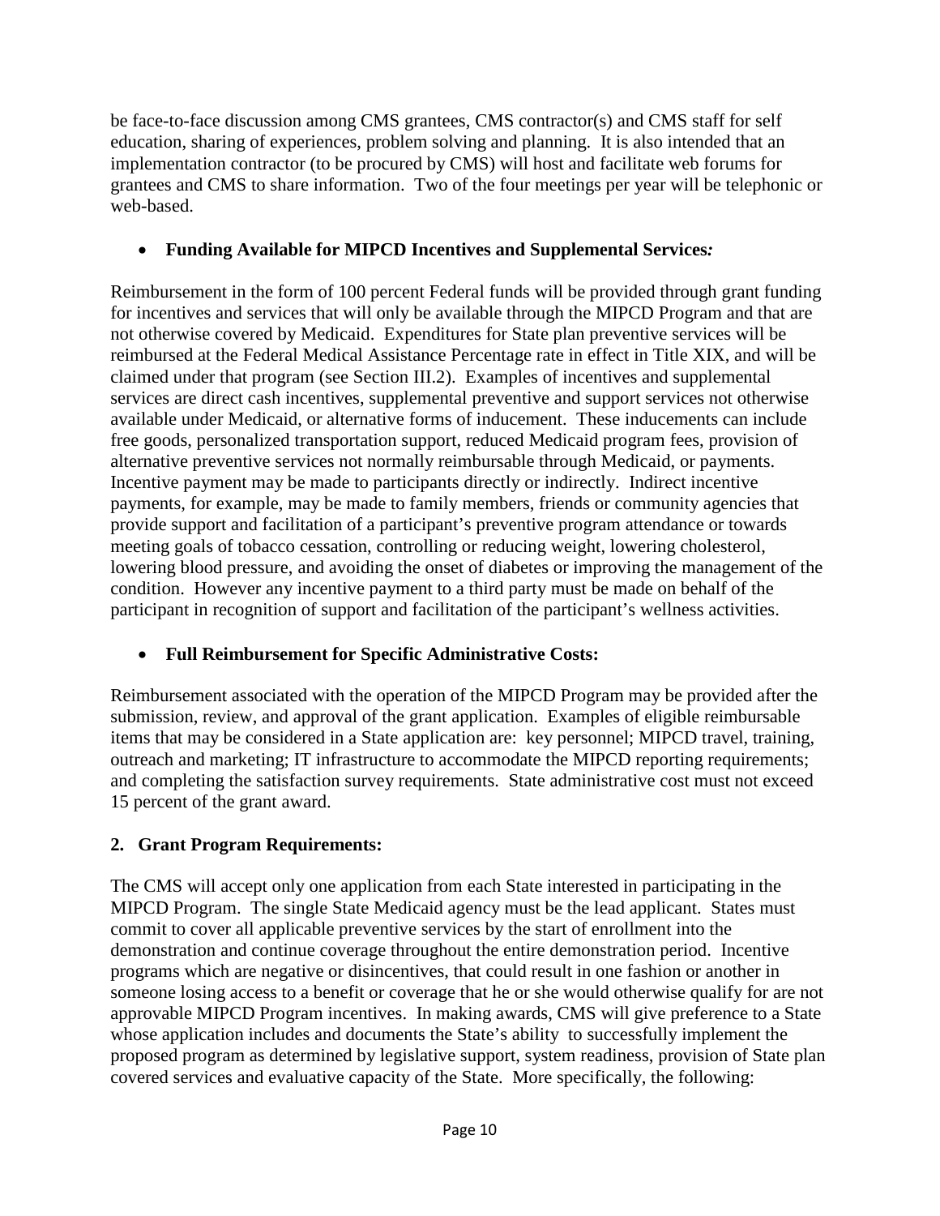be face-to-face discussion among CMS grantees, CMS contractor(s) and CMS staff for self education, sharing of experiences, problem solving and planning. It is also intended that an implementation contractor (to be procured by CMS) will host and facilitate web forums for grantees and CMS to share information. Two of the four meetings per year will be telephonic or web-based.

- **Funding Available for MIPCD Incentives and Supplemental Services*:***

Reimbursement in the form of 100 percent Federal funds will be provided through grant funding for incentives and services that will only be available through the MIPCD Program and that are not otherwise covered by Medicaid. Expenditures for State plan preventive services will be reimbursed at the Federal Medical Assistance Percentage rate in effect in Title XIX, and will be claimed under that program (see Section III.2). Examples of incentives and supplemental services are direct cash incentives, supplemental preventive and support services not otherwise available under Medicaid, or alternative forms of inducement. These inducements can include free goods, personalized transportation support, reduced Medicaid program fees, provision of alternative preventive services not normally reimbursable through Medicaid, or payments. Incentive payment may be made to participants directly or indirectly. Indirect incentive payments, for example, may be made to family members, friends or community agencies that provide support and facilitation of a participant's preventive program attendance or towards meeting goals of tobacco cessation, controlling or reducing weight, lowering cholesterol, lowering blood pressure, and avoiding the onset of diabetes or improving the management of the condition. However any incentive payment to a third party must be made on behalf of the participant in recognition of support and facilitation of the participant's wellness activities.

- **Full Reimbursement for Specific Administrative Costs:**

Reimbursement associated with the operation of the MIPCD Program may be provided after the submission, review, and approval of the grant application. Examples of eligible reimbursable items that may be considered in a State application are: key personnel; MIPCD travel, training, outreach and marketing; IT infrastructure to accommodate the MIPCD reporting requirements; and completing the satisfaction survey requirements. State administrative cost must not exceed 15 percent of the grant award.

**2. Grant Program Requirements:**

The CMS will accept only one application from each State interested in participating in the MIPCD Program. The single State Medicaid agency must be the lead applicant. States must commit to cover all applicable preventive services by the start of enrollment into the demonstration and continue coverage throughout the entire demonstration period. Incentive programs which are negative or disincentives, that could result in one fashion or another in someone losing access to a benefit or coverage that he or she would otherwise qualify for are not approvable MIPCD Program incentives. In making awards, CMS will give preference to a State whose application includes and documents the State's ability to successfully implement the proposed program as determined by legislative support, system readiness, provision of State plan covered services and evaluative capacity of the State. More specifically, the following: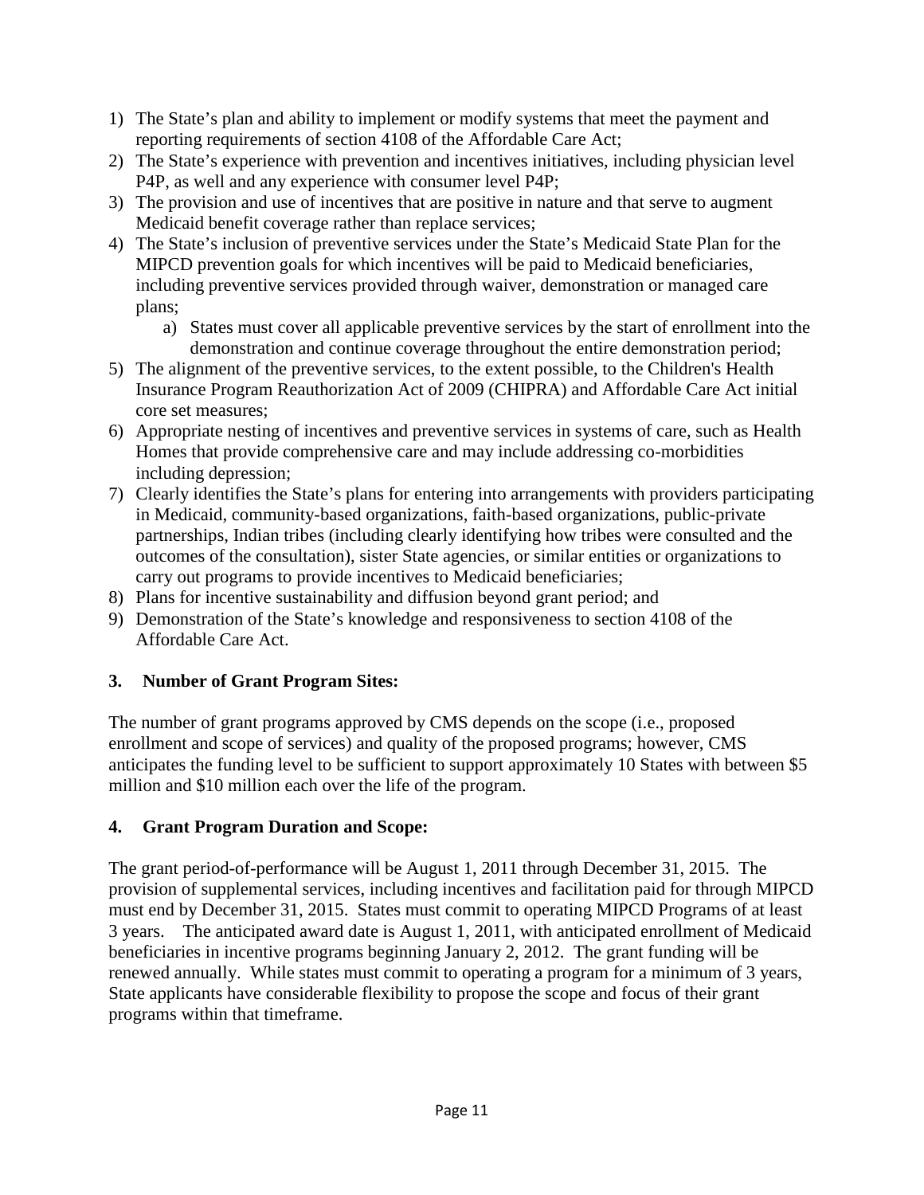1) The State's plan and ability to implement or modify systems that meet the payment and reporting requirements of section 4108 of the Affordable Care Act;
2) The State's experience with prevention and incentives initiatives, including physician level P4P, as well and any experience with consumer level P4P;
3) The provision and use of incentives that are positive in nature and that serve to augment Medicaid benefit coverage rather than replace services;
4) The State's inclusion of preventive services under the State's Medicaid State Plan for the MIPCD prevention goals for which incentives will be paid to Medicaid beneficiaries, including preventive services provided through waiver, demonstration or managed care plans;
    a) States must cover all applicable preventive services by the start of enrollment into the demonstration and continue coverage throughout the entire demonstration period;
5) The alignment of the preventive services, to the extent possible, to the Children's Health Insurance Program Reauthorization Act of 2009 (CHIPRA) and Affordable Care Act initial core set measures;
6) Appropriate nesting of incentives and preventive services in systems of care, such as Health Homes that provide comprehensive care and may include addressing co-morbidities including depression;
7) Clearly identifies the State's plans for entering into arrangements with providers participating in Medicaid, community-based organizations, faith-based organizations, public-private partnerships, Indian tribes (including clearly identifying how tribes were consulted and the outcomes of the consultation), sister State agencies, or similar entities or organizations to carry out programs to provide incentives to Medicaid beneficiaries;
8) Plans for incentive sustainability and diffusion beyond grant period; and
9) Demonstration of the State's knowledge and responsiveness to section 4108 of the Affordable Care Act.

### 3. Number of Grant Program Sites:

The number of grant programs approved by CMS depends on the scope (i.e., proposed enrollment and scope of services) and quality of the proposed programs; however, CMS anticipates the funding level to be sufficient to support approximately 10 States with between $5 million and $10 million each over the life of the program.

### 4. Grant Program Duration and Scope:

The grant period-of-performance will be August 1, 2011 through December 31, 2015. The provision of supplemental services, including incentives and facilitation paid for through MIPCD must end by December 31, 2015. States must commit to operating MIPCD Programs of at least 3 years. The anticipated award date is August 1, 2011, with anticipated enrollment of Medicaid beneficiaries in incentive programs beginning January 2, 2012. The grant funding will be renewed annually. While states must commit to operating a program for a minimum of 3 years, State applicants have considerable flexibility to propose the scope and focus of their grant programs within that timeframe.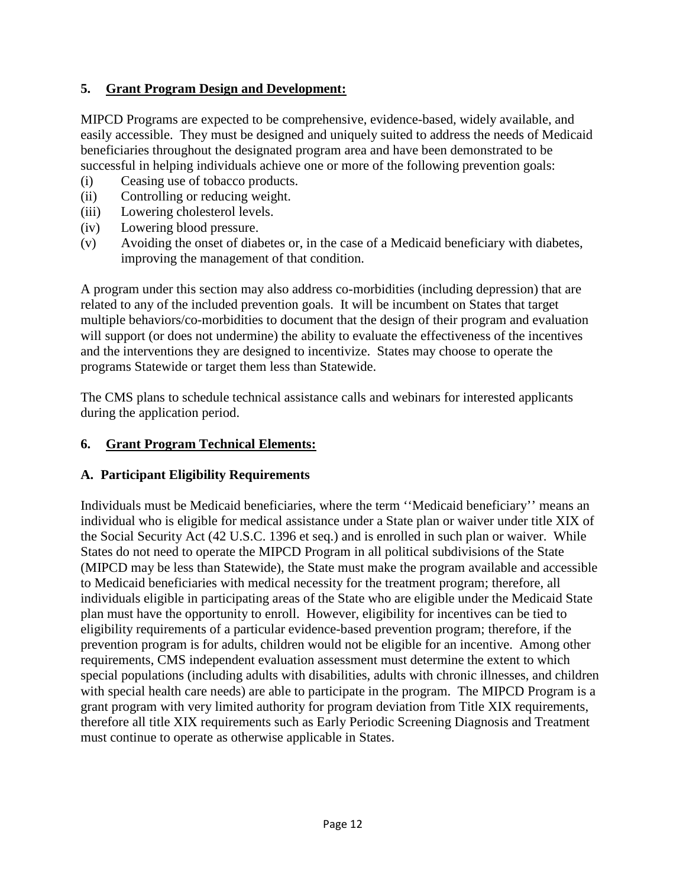## 5. Grant Program Design and Development:

MIPCD Programs are expected to be comprehensive, evidence-based, widely available, and easily accessible. They must be designed and uniquely suited to address the needs of Medicaid beneficiaries throughout the designated program area and have been demonstrated to be successful in helping individuals achieve one or more of the following prevention goals:

- (i) Ceasing use of tobacco products.
- (ii) Controlling or reducing weight.
- (iii) Lowering cholesterol levels.
- (iv) Lowering blood pressure.
- (v) Avoiding the onset of diabetes or, in the case of a Medicaid beneficiary with diabetes, improving the management of that condition.

A program under this section may also address co-morbidities (including depression) that are related to any of the included prevention goals. It will be incumbent on States that target multiple behaviors/co-morbidities to document that the design of their program and evaluation will support (or does not undermine) the ability to evaluate the effectiveness of the incentives and the interventions they are designed to incentivize. States may choose to operate the programs Statewide or target them less than Statewide.

The CMS plans to schedule technical assistance calls and webinars for interested applicants during the application period.

## 6. Grant Program Technical Elements:

### A. Participant Eligibility Requirements

Individuals must be Medicaid beneficiaries, where the term ''Medicaid beneficiary'' means an individual who is eligible for medical assistance under a State plan or waiver under title XIX of the Social Security Act (42 U.S.C. 1396 et seq.) and is enrolled in such plan or waiver. While States do not need to operate the MIPCD Program in all political subdivisions of the State (MIPCD may be less than Statewide), the State must make the program available and accessible to Medicaid beneficiaries with medical necessity for the treatment program; therefore, all individuals eligible in participating areas of the State who are eligible under the Medicaid State plan must have the opportunity to enroll. However, eligibility for incentives can be tied to eligibility requirements of a particular evidence-based prevention program; therefore, if the prevention program is for adults, children would not be eligible for an incentive. Among other requirements, CMS independent evaluation assessment must determine the extent to which special populations (including adults with disabilities, adults with chronic illnesses, and children with special health care needs) are able to participate in the program. The MIPCD Program is a grant program with very limited authority for program deviation from Title XIX requirements, therefore all title XIX requirements such as Early Periodic Screening Diagnosis and Treatment must continue to operate as otherwise applicable in States.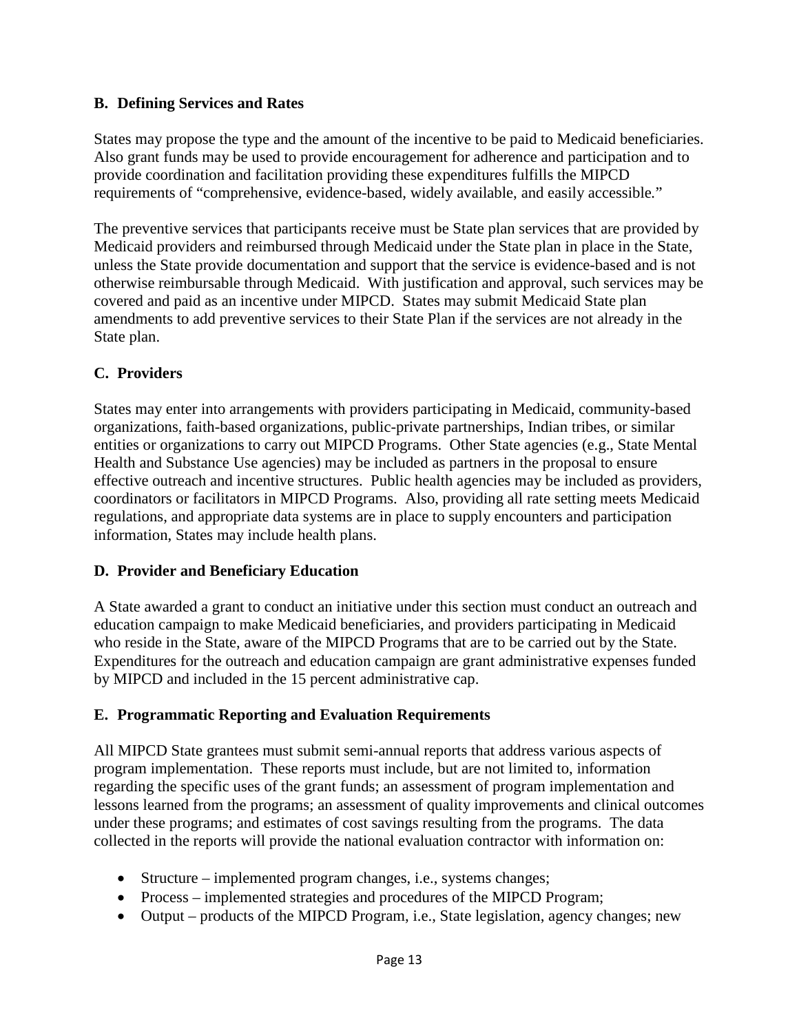### B. Defining Services and Rates

States may propose the type and the amount of the incentive to be paid to Medicaid beneficiaries. Also grant funds may be used to provide encouragement for adherence and participation and to provide coordination and facilitation providing these expenditures fulfills the MIPCD requirements of "comprehensive, evidence-based, widely available, and easily accessible."

The preventive services that participants receive must be State plan services that are provided by Medicaid providers and reimbursed through Medicaid under the State plan in place in the State, unless the State provide documentation and support that the service is evidence-based and is not otherwise reimbursable through Medicaid. With justification and approval, such services may be covered and paid as an incentive under MIPCD. States may submit Medicaid State plan amendments to add preventive services to their State Plan if the services are not already in the State plan.

### C. Providers

States may enter into arrangements with providers participating in Medicaid, community-based organizations, faith-based organizations, public-private partnerships, Indian tribes, or similar entities or organizations to carry out MIPCD Programs. Other State agencies (e.g., State Mental Health and Substance Use agencies) may be included as partners in the proposal to ensure effective outreach and incentive structures. Public health agencies may be included as providers, coordinators or facilitators in MIPCD Programs. Also, providing all rate setting meets Medicaid regulations, and appropriate data systems are in place to supply encounters and participation information, States may include health plans.

### D. Provider and Beneficiary Education

A State awarded a grant to conduct an initiative under this section must conduct an outreach and education campaign to make Medicaid beneficiaries, and providers participating in Medicaid who reside in the State, aware of the MIPCD Programs that are to be carried out by the State. Expenditures for the outreach and education campaign are grant administrative expenses funded by MIPCD and included in the 15 percent administrative cap.

### E. Programmatic Reporting and Evaluation Requirements

All MIPCD State grantees must submit semi-annual reports that address various aspects of program implementation. These reports must include, but are not limited to, information regarding the specific uses of the grant funds; an assessment of program implementation and lessons learned from the programs; an assessment of quality improvements and clinical outcomes under these programs; and estimates of cost savings resulting from the programs. The data collected in the reports will provide the national evaluation contractor with information on:

- Structure – implemented program changes, i.e., systems changes;
- Process – implemented strategies and procedures of the MIPCD Program;
- Output – products of the MIPCD Program, i.e., State legislation, agency changes; new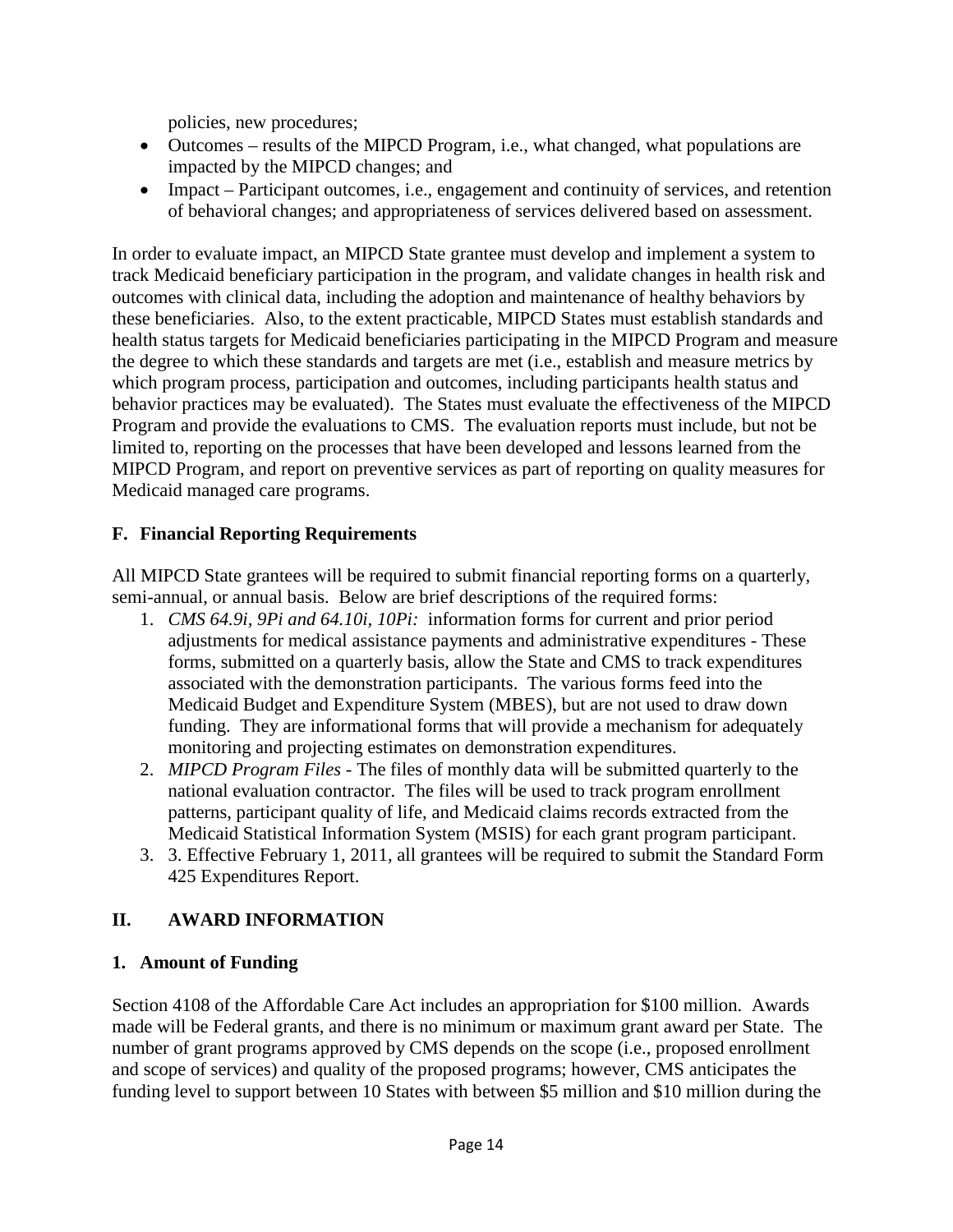policies, new procedures;

- Outcomes – results of the MIPCD Program, i.e., what changed, what populations are impacted by the MIPCD changes; and
- Impact – Participant outcomes, i.e., engagement and continuity of services, and retention of behavioral changes; and appropriateness of services delivered based on assessment.

In order to evaluate impact, an MIPCD State grantee must develop and implement a system to track Medicaid beneficiary participation in the program, and validate changes in health risk and outcomes with clinical data, including the adoption and maintenance of healthy behaviors by these beneficiaries. Also, to the extent practicable, MIPCD States must establish standards and health status targets for Medicaid beneficiaries participating in the MIPCD Program and measure the degree to which these standards and targets are met (i.e., establish and measure metrics by which program process, participation and outcomes, including participants health status and behavior practices may be evaluated). The States must evaluate the effectiveness of the MIPCD Program and provide the evaluations to CMS. The evaluation reports must include, but not be limited to, reporting on the processes that have been developed and lessons learned from the MIPCD Program, and report on preventive services as part of reporting on quality measures for Medicaid managed care programs.

### F. Financial Reporting Requirements

All MIPCD State grantees will be required to submit financial reporting forms on a quarterly, semi-annual, or annual basis. Below are brief descriptions of the required forms:

1. *CMS 64.9i, 9Pi and 64.10i, 10Pi:* information forms for current and prior period adjustments for medical assistance payments and administrative expenditures - These forms, submitted on a quarterly basis, allow the State and CMS to track expenditures associated with the demonstration participants. The various forms feed into the Medicaid Budget and Expenditure System (MBES), but are not used to draw down funding. They are informational forms that will provide a mechanism for adequately monitoring and projecting estimates on demonstration expenditures.
2. *MIPCD Program Files* - The files of monthly data will be submitted quarterly to the national evaluation contractor. The files will be used to track program enrollment patterns, participant quality of life, and Medicaid claims records extracted from the Medicaid Statistical Information System (MSIS) for each grant program participant.
3. 3. Effective February 1, 2011, all grantees will be required to submit the Standard Form 425 Expenditures Report.

## II. AWARD INFORMATION

### 1. Amount of Funding

Section 4108 of the Affordable Care Act includes an appropriation for $100 million. Awards made will be Federal grants, and there is no minimum or maximum grant award per State. The number of grant programs approved by CMS depends on the scope (i.e., proposed enrollment and scope of services) and quality of the proposed programs; however, CMS anticipates the funding level to support between 10 States with between $5 million and $10 million during the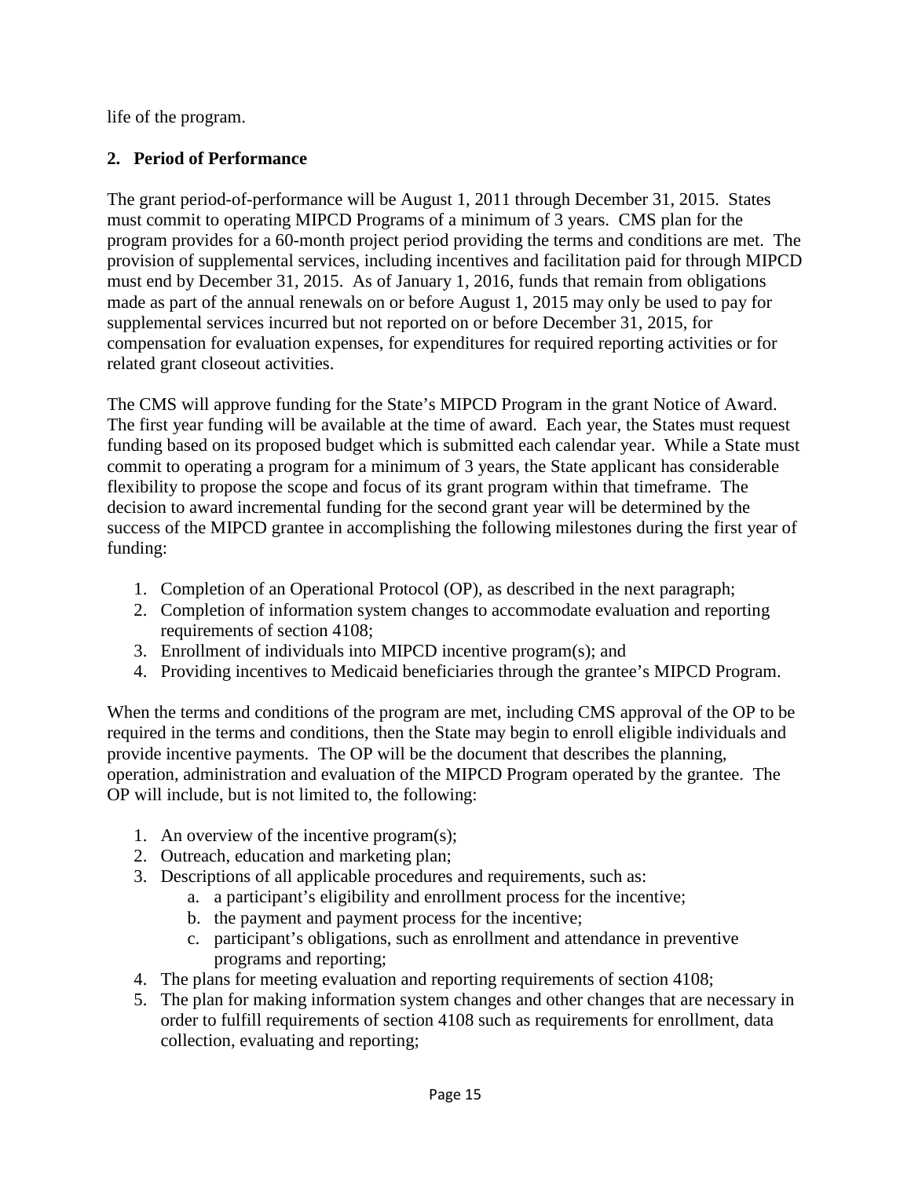life of the program.

**2. Period of Performance**

The grant period-of-performance will be August 1, 2011 through December 31, 2015. States must commit to operating MIPCD Programs of a minimum of 3 years. CMS plan for the program provides for a 60-month project period providing the terms and conditions are met. The provision of supplemental services, including incentives and facilitation paid for through MIPCD must end by December 31, 2015. As of January 1, 2016, funds that remain from obligations made as part of the annual renewals on or before August 1, 2015 may only be used to pay for supplemental services incurred but not reported on or before December 31, 2015, for compensation for evaluation expenses, for expenditures for required reporting activities or for related grant closeout activities.

The CMS will approve funding for the State's MIPCD Program in the grant Notice of Award. The first year funding will be available at the time of award. Each year, the States must request funding based on its proposed budget which is submitted each calendar year. While a State must commit to operating a program for a minimum of 3 years, the State applicant has considerable flexibility to propose the scope and focus of its grant program within that timeframe. The decision to award incremental funding for the second grant year will be determined by the success of the MIPCD grantee in accomplishing the following milestones during the first year of funding:

1. Completion of an Operational Protocol (OP), as described in the next paragraph;
2. Completion of information system changes to accommodate evaluation and reporting requirements of section 4108;
3. Enrollment of individuals into MIPCD incentive program(s); and
4. Providing incentives to Medicaid beneficiaries through the grantee's MIPCD Program.

When the terms and conditions of the program are met, including CMS approval of the OP to be required in the terms and conditions, then the State may begin to enroll eligible individuals and provide incentive payments. The OP will be the document that describes the planning, operation, administration and evaluation of the MIPCD Program operated by the grantee. The OP will include, but is not limited to, the following:

1. An overview of the incentive program(s);
2. Outreach, education and marketing plan;
3. Descriptions of all applicable procedures and requirements, such as:
   a. a participant's eligibility and enrollment process for the incentive;
   b. the payment and payment process for the incentive;
   c. participant's obligations, such as enrollment and attendance in preventive programs and reporting;
4. The plans for meeting evaluation and reporting requirements of section 4108;
5. The plan for making information system changes and other changes that are necessary in order to fulfill requirements of section 4108 such as requirements for enrollment, data collection, evaluating and reporting;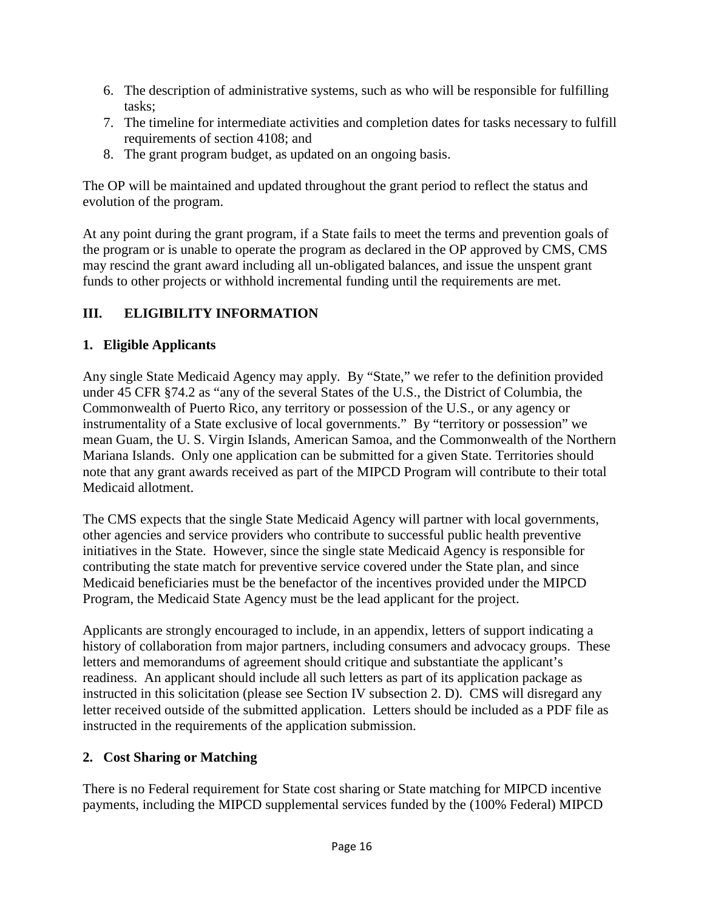6. The description of administrative systems, such as who will be responsible for fulfilling tasks;
7. The timeline for intermediate activities and completion dates for tasks necessary to fulfill requirements of section 4108; and
8. The grant program budget, as updated on an ongoing basis.

The OP will be maintained and updated throughout the grant period to reflect the status and evolution of the program.

At any point during the grant program, if a State fails to meet the terms and prevention goals of the program or is unable to operate the program as declared in the OP approved by CMS, CMS may rescind the grant award including all un-obligated balances, and issue the unspent grant funds to other projects or withhold incremental funding until the requirements are met.

## III. ELIGIBILITY INFORMATION

### 1. Eligible Applicants

Any single State Medicaid Agency may apply. By "State," we refer to the definition provided under 45 CFR §74.2 as "any of the several States of the U.S., the District of Columbia, the Commonwealth of Puerto Rico, any territory or possession of the U.S., or any agency or instrumentality of a State exclusive of local governments." By "territory or possession" we mean Guam, the U. S. Virgin Islands, American Samoa, and the Commonwealth of the Northern Mariana Islands. Only one application can be submitted for a given State. Territories should note that any grant awards received as part of the MIPCD Program will contribute to their total Medicaid allotment.

The CMS expects that the single State Medicaid Agency will partner with local governments, other agencies and service providers who contribute to successful public health preventive initiatives in the State. However, since the single state Medicaid Agency is responsible for contributing the state match for preventive service covered under the State plan, and since Medicaid beneficiaries must be the benefactor of the incentives provided under the MIPCD Program, the Medicaid State Agency must be the lead applicant for the project.

Applicants are strongly encouraged to include, in an appendix, letters of support indicating a history of collaboration from major partners, including consumers and advocacy groups. These letters and memorandums of agreement should critique and substantiate the applicant's readiness. An applicant should include all such letters as part of its application package as instructed in this solicitation (please see Section IV subsection 2. D). CMS will disregard any letter received outside of the submitted application. Letters should be included as a PDF file as instructed in the requirements of the application submission.

### 2. Cost Sharing or Matching

There is no Federal requirement for State cost sharing or State matching for MIPCD incentive payments, including the MIPCD supplemental services funded by the (100% Federal) MIPCD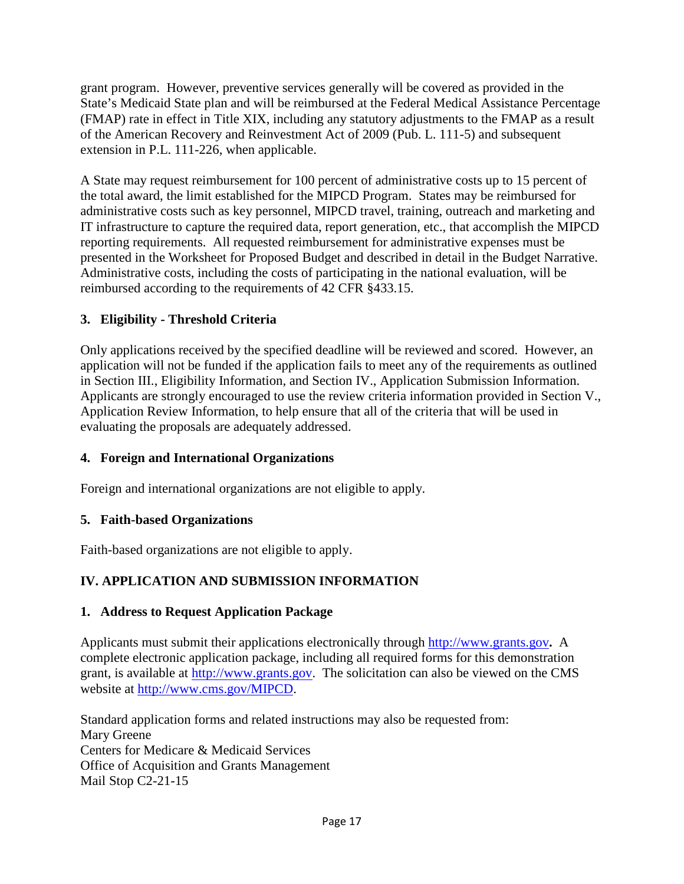grant program. However, preventive services generally will be covered as provided in the State's Medicaid State plan and will be reimbursed at the Federal Medical Assistance Percentage (FMAP) rate in effect in Title XIX, including any statutory adjustments to the FMAP as a result of the American Recovery and Reinvestment Act of 2009 (Pub. L. 111-5) and subsequent extension in P.L. 111-226, when applicable.

A State may request reimbursement for 100 percent of administrative costs up to 15 percent of the total award, the limit established for the MIPCD Program. States may be reimbursed for administrative costs such as key personnel, MIPCD travel, training, outreach and marketing and IT infrastructure to capture the required data, report generation, etc., that accomplish the MIPCD reporting requirements. All requested reimbursement for administrative expenses must be presented in the Worksheet for Proposed Budget and described in detail in the Budget Narrative. Administrative costs, including the costs of participating in the national evaluation, will be reimbursed according to the requirements of 42 CFR §433.15.

### 3. Eligibility - Threshold Criteria

Only applications received by the specified deadline will be reviewed and scored. However, an application will not be funded if the application fails to meet any of the requirements as outlined in Section III., Eligibility Information, and Section IV., Application Submission Information. Applicants are strongly encouraged to use the review criteria information provided in Section V., Application Review Information, to help ensure that all of the criteria that will be used in evaluating the proposals are adequately addressed.

### 4. Foreign and International Organizations

Foreign and international organizations are not eligible to apply.

### 5. Faith-based Organizations

Faith-based organizations are not eligible to apply.

## IV. APPLICATION AND SUBMISSION INFORMATION

### 1. Address to Request Application Package

Applicants must submit their applications electronically through http://www.grants.gov**.** A complete electronic application package, including all required forms for this demonstration grant, is available at http://www.grants.gov. The solicitation can also be viewed on the CMS website at http://www.cms.gov/MIPCD.

Standard application forms and related instructions may also be requested from:
Mary Greene
Centers for Medicare & Medicaid Services
Office of Acquisition and Grants Management
Mail Stop C2-21-15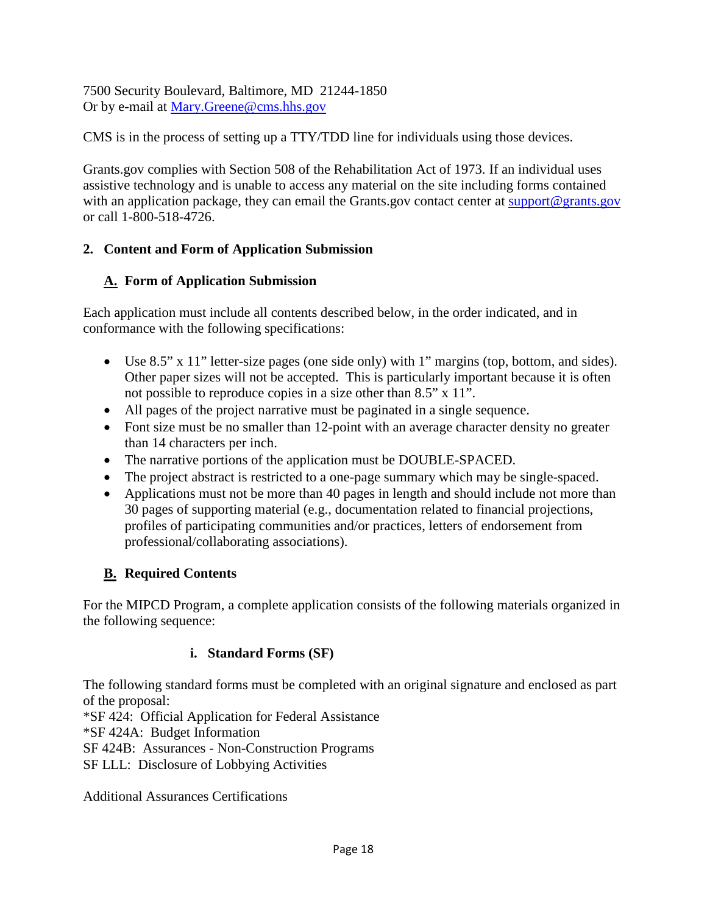7500 Security Boulevard, Baltimore, MD 21244-1850
Or by e-mail at Mary.Greene@cms.hhs.gov

CMS is in the process of setting up a TTY/TDD line for individuals using those devices.

Grants.gov complies with Section 508 of the Rehabilitation Act of 1973. If an individual uses assistive technology and is unable to access any material on the site including forms contained with an application package, they can email the Grants.gov contact center at support@grants.gov or call 1-800-518-4726.

## 2. Content and Form of Application Submission

### A. Form of Application Submission

Each application must include all contents described below, in the order indicated, and in conformance with the following specifications:

- Use 8.5" x 11" letter-size pages (one side only) with 1" margins (top, bottom, and sides). Other paper sizes will not be accepted. This is particularly important because it is often not possible to reproduce copies in a size other than 8.5" x 11".
- All pages of the project narrative must be paginated in a single sequence.
- Font size must be no smaller than 12-point with an average character density no greater than 14 characters per inch.
- The narrative portions of the application must be DOUBLE-SPACED.
- The project abstract is restricted to a one-page summary which may be single-spaced.
- Applications must not be more than 40 pages in length and should include not more than 30 pages of supporting material (e.g., documentation related to financial projections, profiles of participating communities and/or practices, letters of endorsement from professional/collaborating associations).

### B. Required Contents

For the MIPCD Program, a complete application consists of the following materials organized in the following sequence:

#### i. Standard Forms (SF)

The following standard forms must be completed with an original signature and enclosed as part of the proposal:
*SF 424: Official Application for Federal Assistance
*SF 424A: Budget Information
SF 424B: Assurances - Non-Construction Programs
SF LLL: Disclosure of Lobbying Activities

Additional Assurances Certifications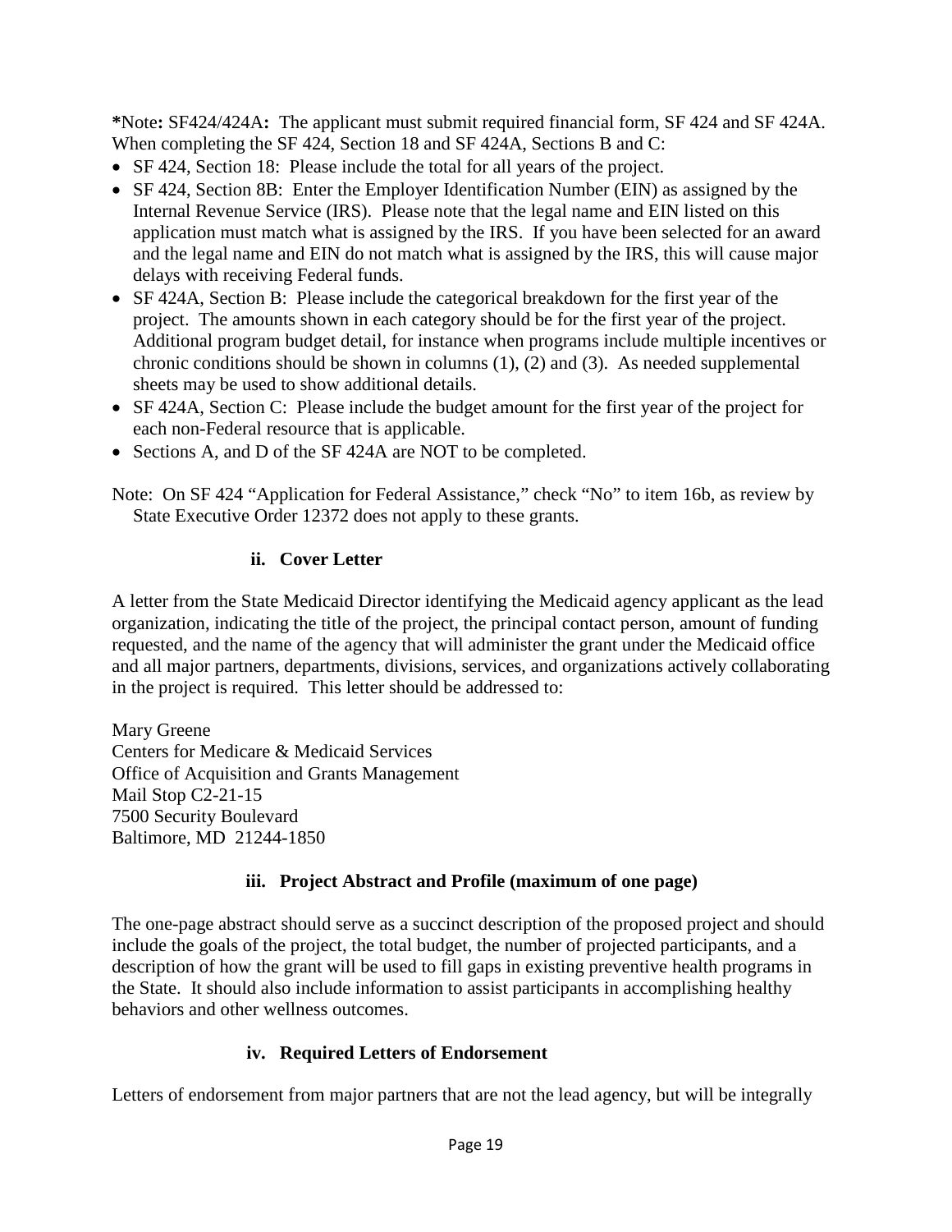***Note:** SF424/424A**:** The applicant must submit required financial form, SF 424 and SF 424A. When completing the SF 424, Section 18 and SF 424A, Sections B and C:

- SF 424, Section 18: Please include the total for all years of the project.
- SF 424, Section 8B: Enter the Employer Identification Number (EIN) as assigned by the Internal Revenue Service (IRS). Please note that the legal name and EIN listed on this application must match what is assigned by the IRS. If you have been selected for an award and the legal name and EIN do not match what is assigned by the IRS, this will cause major delays with receiving Federal funds.
- SF 424A, Section B: Please include the categorical breakdown for the first year of the project. The amounts shown in each category should be for the first year of the project. Additional program budget detail, for instance when programs include multiple incentives or chronic conditions should be shown in columns (1), (2) and (3). As needed supplemental sheets may be used to show additional details.
- SF 424A, Section C: Please include the budget amount for the first year of the project for each non-Federal resource that is applicable.
- Sections A, and D of the SF 424A are NOT to be completed.

Note: On SF 424 "Application for Federal Assistance," check "No" to item 16b, as review by State Executive Order 12372 does not apply to these grants.

#### ii. Cover Letter

A letter from the State Medicaid Director identifying the Medicaid agency applicant as the lead organization, indicating the title of the project, the principal contact person, amount of funding requested, and the name of the agency that will administer the grant under the Medicaid office and all major partners, departments, divisions, services, and organizations actively collaborating in the project is required. This letter should be addressed to:

Mary Greene  
Centers for Medicare & Medicaid Services  
Office of Acquisition and Grants Management  
Mail Stop C2-21-15  
7500 Security Boulevard  
Baltimore, MD 21244-1850

#### iii. Project Abstract and Profile (maximum of one page)

The one-page abstract should serve as a succinct description of the proposed project and should include the goals of the project, the total budget, the number of projected participants, and a description of how the grant will be used to fill gaps in existing preventive health programs in the State. It should also include information to assist participants in accomplishing healthy behaviors and other wellness outcomes.

#### iv. Required Letters of Endorsement

Letters of endorsement from major partners that are not the lead agency, but will be integrally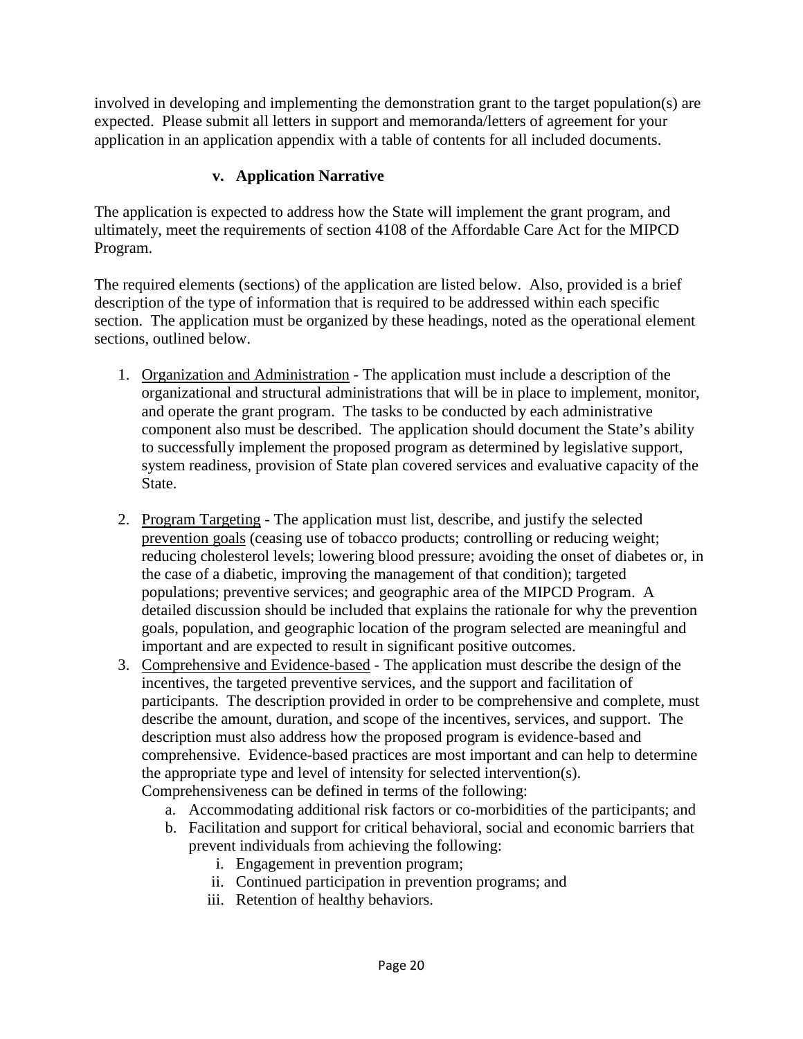involved in developing and implementing the demonstration grant to the target population(s) are expected. Please submit all letters in support and memoranda/letters of agreement for your application in an application appendix with a table of contents for all included documents.

### v. Application Narrative

The application is expected to address how the State will implement the grant program, and ultimately, meet the requirements of section 4108 of the Affordable Care Act for the MIPCD Program.

The required elements (sections) of the application are listed below. Also, provided is a brief description of the type of information that is required to be addressed within each specific section. The application must be organized by these headings, noted as the operational element sections, outlined below.

1. <u>Organization and Administration</u> - The application must include a description of the organizational and structural administrations that will be in place to implement, monitor, and operate the grant program. The tasks to be conducted by each administrative component also must be described. The application should document the State's ability to successfully implement the proposed program as determined by legislative support, system readiness, provision of State plan covered services and evaluative capacity of the State.
2. <u>Program Targeting</u> - The application must list, describe, and justify the selected <u>prevention goals</u> (ceasing use of tobacco products; controlling or reducing weight; reducing cholesterol levels; lowering blood pressure; avoiding the onset of diabetes or, in the case of a diabetic, improving the management of that condition); targeted populations; preventive services; and geographic area of the MIPCD Program. A detailed discussion should be included that explains the rationale for why the prevention goals, population, and geographic location of the program selected are meaningful and important and are expected to result in significant positive outcomes.
3. <u>Comprehensive and Evidence-based</u> - The application must describe the design of the incentives, the targeted preventive services, and the support and facilitation of participants. The description provided in order to be comprehensive and complete, must describe the amount, duration, and scope of the incentives, services, and support. The description must also address how the proposed program is evidence-based and comprehensive. Evidence-based practices are most important and can help to determine the appropriate type and level of intensity for selected intervention(s). Comprehensiveness can be defined in terms of the following:
   a. Accommodating additional risk factors or co-morbidities of the participants; and
   b. Facilitation and support for critical behavioral, social and economic barriers that prevent individuals from achieving the following:
      i. Engagement in prevention program;
      ii. Continued participation in prevention programs; and
      iii. Retention of healthy behaviors.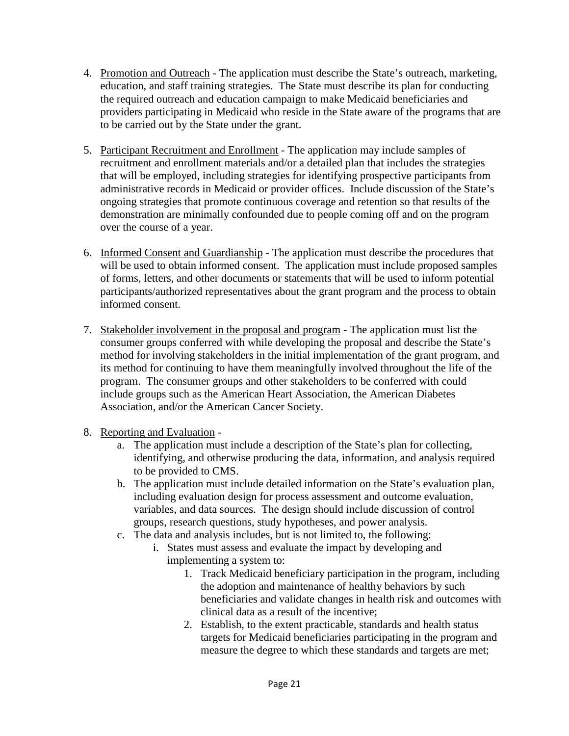4. <u>Promotion and Outreach</u> - The application must describe the State's outreach, marketing, education, and staff training strategies. The State must describe its plan for conducting the required outreach and education campaign to make Medicaid beneficiaries and providers participating in Medicaid who reside in the State aware of the programs that are to be carried out by the State under the grant.

5. <u>Participant Recruitment and Enrollment</u> - The application may include samples of recruitment and enrollment materials and/or a detailed plan that includes the strategies that will be employed, including strategies for identifying prospective participants from administrative records in Medicaid or provider offices. Include discussion of the State's ongoing strategies that promote continuous coverage and retention so that results of the demonstration are minimally confounded due to people coming off and on the program over the course of a year.

6. <u>Informed Consent and Guardianship</u> - The application must describe the procedures that will be used to obtain informed consent. The application must include proposed samples of forms, letters, and other documents or statements that will be used to inform potential participants/authorized representatives about the grant program and the process to obtain informed consent.

7. <u>Stakeholder involvement in the proposal and program</u> - The application must list the consumer groups conferred with while developing the proposal and describe the State's method for involving stakeholders in the initial implementation of the grant program, and its method for continuing to have them meaningfully involved throughout the life of the program. The consumer groups and other stakeholders to be conferred with could include groups such as the American Heart Association, the American Diabetes Association, and/or the American Cancer Society.

8. <u>Reporting and Evaluation</u> -
    a. The application must include a description of the State's plan for collecting, identifying, and otherwise producing the data, information, and analysis required to be provided to CMS.
    b. The application must include detailed information on the State's evaluation plan, including evaluation design for process assessment and outcome evaluation, variables, and data sources. The design should include discussion of control groups, research questions, study hypotheses, and power analysis.
    c. The data and analysis includes, but is not limited to, the following:
        i. States must assess and evaluate the impact by developing and implementing a system to:
            1. Track Medicaid beneficiary participation in the program, including the adoption and maintenance of healthy behaviors by such beneficiaries and validate changes in health risk and outcomes with clinical data as a result of the incentive;
            2. Establish, to the extent practicable, standards and health status targets for Medicaid beneficiaries participating in the program and measure the degree to which these standards and targets are met;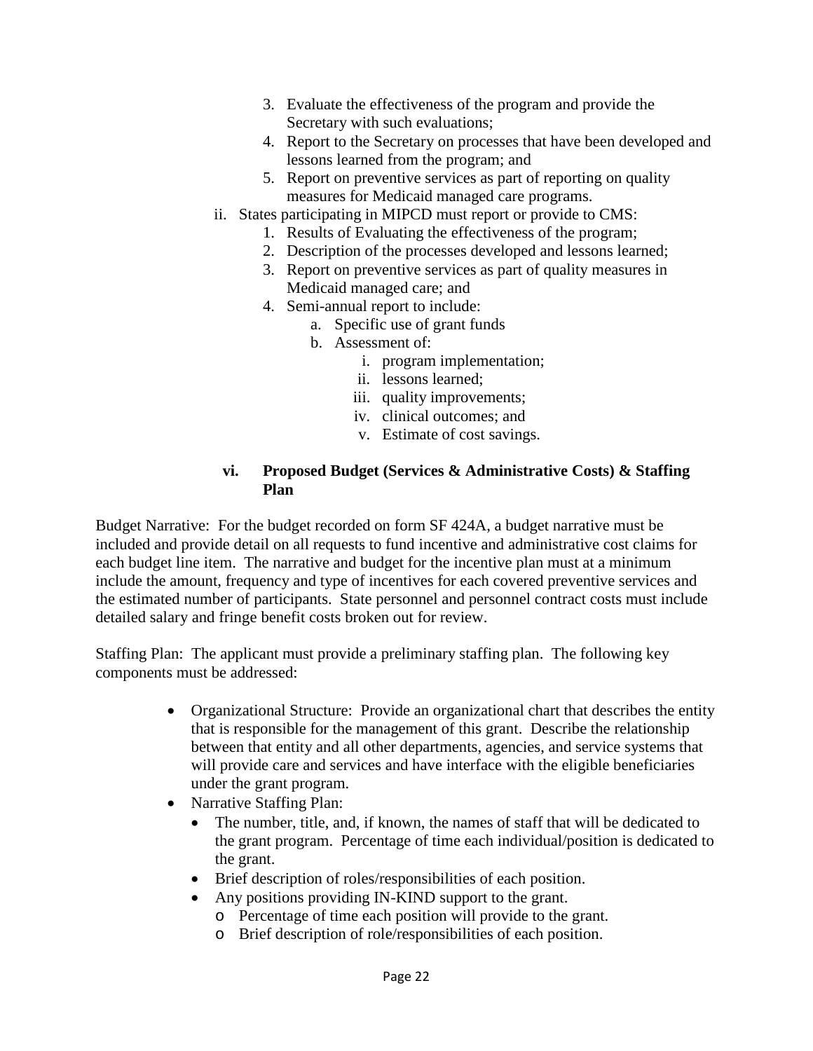3. Evaluate the effectiveness of the program and provide the Secretary with such evaluations;
4. Report to the Secretary on processes that have been developed and lessons learned from the program; and
5. Report on preventive services as part of reporting on quality measures for Medicaid managed care programs.

ii. States participating in MIPCD must report or provide to CMS:

1. Results of Evaluating the effectiveness of the program;
2. Description of the processes developed and lessons learned;
3. Report on preventive services as part of quality measures in Medicaid managed care; and
4. Semi-annual report to include:
   a. Specific use of grant funds
   b. Assessment of:
      i. program implementation;
      ii. lessons learned;
      iii. quality improvements;
      iv. clinical outcomes; and
      v. Estimate of cost savings.

**vi. Proposed Budget (Services & Administrative Costs) & Staffing Plan**

Budget Narrative: For the budget recorded on form SF 424A, a budget narrative must be included and provide detail on all requests to fund incentive and administrative cost claims for each budget line item. The narrative and budget for the incentive plan must at a minimum include the amount, frequency and type of incentives for each covered preventive services and the estimated number of participants. State personnel and personnel contract costs must include detailed salary and fringe benefit costs broken out for review.

Staffing Plan: The applicant must provide a preliminary staffing plan. The following key components must be addressed:

- Organizational Structure: Provide an organizational chart that describes the entity that is responsible for the management of this grant. Describe the relationship between that entity and all other departments, agencies, and service systems that will provide care and services and have interface with the eligible beneficiaries under the grant program.
- Narrative Staffing Plan:
  - The number, title, and, if known, the names of staff that will be dedicated to the grant program. Percentage of time each individual/position is dedicated to the grant.
  - Brief description of roles/responsibilities of each position.
  - Any positions providing IN-KIND support to the grant.
    - Percentage of time each position will provide to the grant.
    - Brief description of role/responsibilities of each position.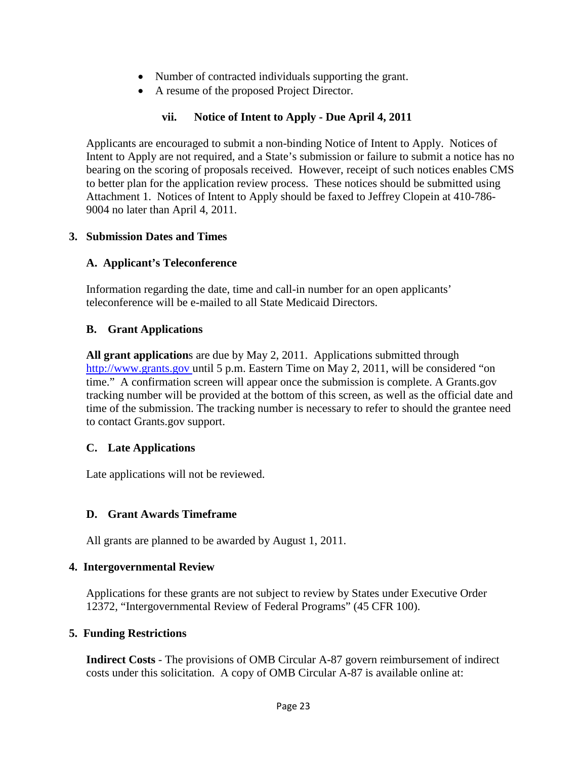- Number of contracted individuals supporting the grant.
- A resume of the proposed Project Director.

### vii. Notice of Intent to Apply - Due April 4, 2011

Applicants are encouraged to submit a non-binding Notice of Intent to Apply. Notices of Intent to Apply are not required, and a State's submission or failure to submit a notice has no bearing on the scoring of proposals received. However, receipt of such notices enables CMS to better plan for the application review process. These notices should be submitted using Attachment 1. Notices of Intent to Apply should be faxed to Jeffrey Clopein at 410-786-9004 no later than April 4, 2011.

## 3. Submission Dates and Times

### A. Applicant's Teleconference

Information regarding the date, time and call-in number for an open applicants' teleconference will be e-mailed to all State Medicaid Directors.

### B. Grant Applications

**All grant application**s are due by May 2, 2011. Applications submitted through http://www.grants.gov until 5 p.m. Eastern Time on May 2, 2011, will be considered "on time." A confirmation screen will appear once the submission is complete. A Grants.gov tracking number will be provided at the bottom of this screen, as well as the official date and time of the submission. The tracking number is necessary to refer to should the grantee need to contact Grants.gov support.

### C. Late Applications

Late applications will not be reviewed.

### D. Grant Awards Timeframe

All grants are planned to be awarded by August 1, 2011.

## 4. Intergovernmental Review

Applications for these grants are not subject to review by States under Executive Order 12372, "Intergovernmental Review of Federal Programs" (45 CFR 100).

## 5. Funding Restrictions

**Indirect Costs** - The provisions of OMB Circular A-87 govern reimbursement of indirect costs under this solicitation. A copy of OMB Circular A-87 is available online at: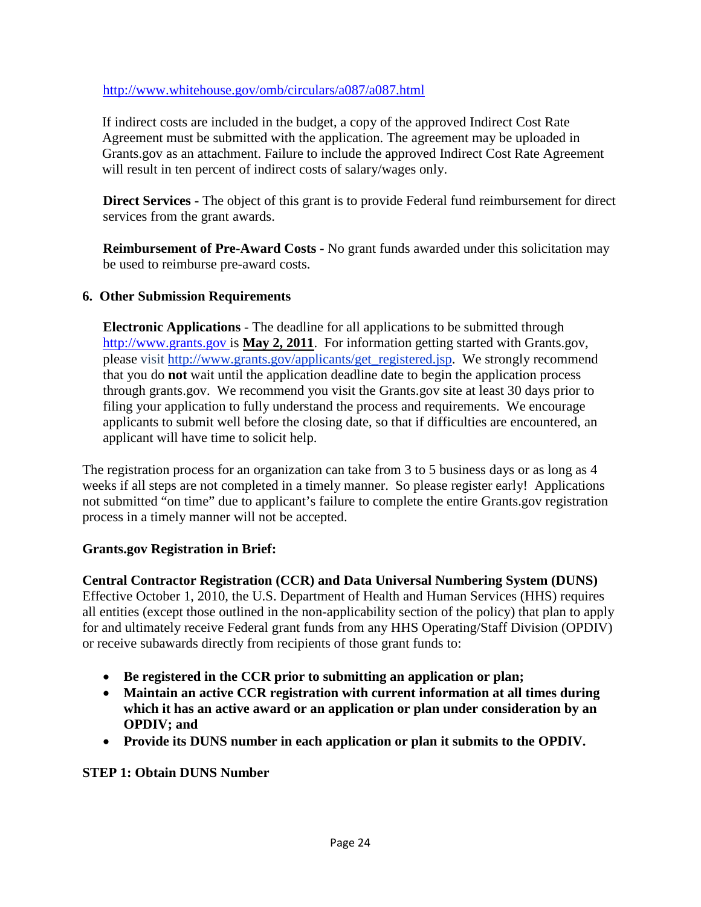http://www.whitehouse.gov/omb/circulars/a087/a087.html

If indirect costs are included in the budget, a copy of the approved Indirect Cost Rate Agreement must be submitted with the application. The agreement may be uploaded in Grants.gov as an attachment. Failure to include the approved Indirect Cost Rate Agreement will result in ten percent of indirect costs of salary/wages only.

**Direct Services -** The object of this grant is to provide Federal fund reimbursement for direct services from the grant awards.

**Reimbursement of Pre-Award Costs -** No grant funds awarded under this solicitation may be used to reimburse pre-award costs.

### 6. Other Submission Requirements

**Electronic Applications** - The deadline for all applications to be submitted through http://www.grants.gov is **May 2, 2011**. For information getting started with Grants.gov, please visit http://www.grants.gov/applicants/get_registered.jsp. We strongly recommend that you do **not** wait until the application deadline date to begin the application process through grants.gov. We recommend you visit the Grants.gov site at least 30 days prior to filing your application to fully understand the process and requirements. We encourage applicants to submit well before the closing date, so that if difficulties are encountered, an applicant will have time to solicit help.

The registration process for an organization can take from 3 to 5 business days or as long as 4 weeks if all steps are not completed in a timely manner. So please register early! Applications not submitted "on time" due to applicant's failure to complete the entire Grants.gov registration process in a timely manner will not be accepted.

**Grants.gov Registration in Brief:**

**Central Contractor Registration (CCR) and Data Universal Numbering System (DUNS)**
Effective October 1, 2010, the U.S. Department of Health and Human Services (HHS) requires all entities (except those outlined in the non-applicability section of the policy) that plan to apply for and ultimately receive Federal grant funds from any HHS Operating/Staff Division (OPDIV) or receive subawards directly from recipients of those grant funds to:

- **Be registered in the CCR prior to submitting an application or plan;**
- **Maintain an active CCR registration with current information at all times during which it has an active award or an application or plan under consideration by an OPDIV; and**
- **Provide its DUNS number in each application or plan it submits to the OPDIV.**

**STEP 1: Obtain DUNS Number**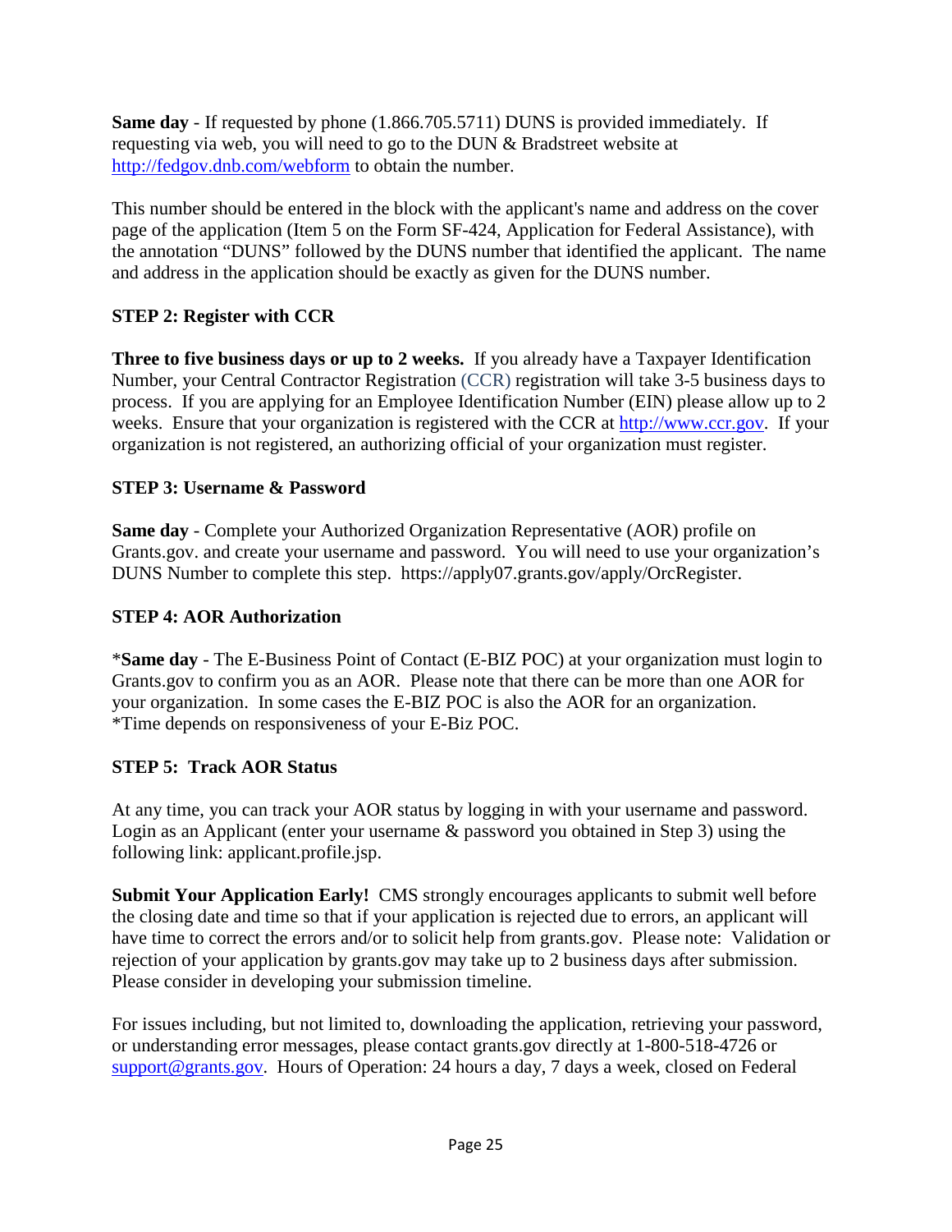**Same day** - If requested by phone (1.866.705.5711) DUNS is provided immediately. If requesting via web, you will need to go to the DUN & Bradstreet website at http://fedgov.dnb.com/webform to obtain the number.

This number should be entered in the block with the applicant's name and address on the cover page of the application (Item 5 on the Form SF-424, Application for Federal Assistance), with the annotation "DUNS" followed by the DUNS number that identified the applicant. The name and address in the application should be exactly as given for the DUNS number.

**STEP 2: Register with CCR**

**Three to five business days or up to 2 weeks.** If you already have a Taxpayer Identification Number, your Central Contractor Registration (CCR) registration will take 3-5 business days to process. If you are applying for an Employee Identification Number (EIN) please allow up to 2 weeks. Ensure that your organization is registered with the CCR at http://www.ccr.gov. If your organization is not registered, an authorizing official of your organization must register.

**STEP 3: Username & Password**

**Same day** - Complete your Authorized Organization Representative (AOR) profile on Grants.gov. and create your username and password. You will need to use your organization's DUNS Number to complete this step. https://apply07.grants.gov/apply/OrcRegister.

**STEP 4: AOR Authorization**

\***Same day** - The E-Business Point of Contact (E-BIZ POC) at your organization must login to Grants.gov to confirm you as an AOR. Please note that there can be more than one AOR for your organization. In some cases the E-BIZ POC is also the AOR for an organization. *Time depends on responsiveness of your E-Biz POC.

**STEP 5: Track AOR Status**

At any time, you can track your AOR status by logging in with your username and password. Login as an Applicant (enter your username & password you obtained in Step 3) using the following link: applicant.profile.jsp.

**Submit Your Application Early!** CMS strongly encourages applicants to submit well before the closing date and time so that if your application is rejected due to errors, an applicant will have time to correct the errors and/or to solicit help from grants.gov. Please note: Validation or rejection of your application by grants.gov may take up to 2 business days after submission. Please consider in developing your submission timeline.

For issues including, but not limited to, downloading the application, retrieving your password, or understanding error messages, please contact grants.gov directly at 1-800-518-4726 or support@grants.gov. Hours of Operation: 24 hours a day, 7 days a week, closed on Federal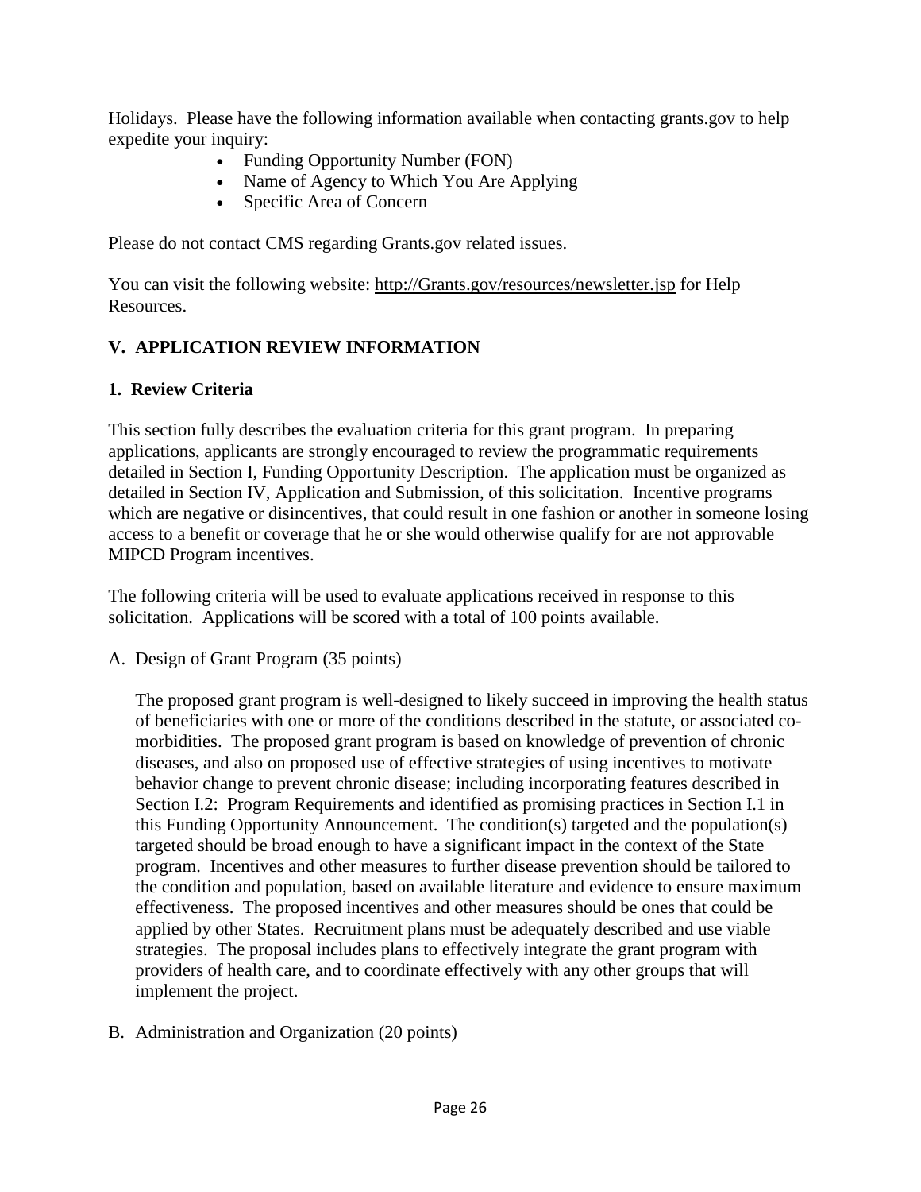Holidays. Please have the following information available when contacting grants.gov to help expedite your inquiry:

- Funding Opportunity Number (FON)
- Name of Agency to Which You Are Applying
- Specific Area of Concern

Please do not contact CMS regarding Grants.gov related issues.

You can visit the following website: http://Grants.gov/resources/newsletter.jsp for Help Resources.

## V. APPLICATION REVIEW INFORMATION

### 1. Review Criteria

This section fully describes the evaluation criteria for this grant program. In preparing applications, applicants are strongly encouraged to review the programmatic requirements detailed in Section I, Funding Opportunity Description. The application must be organized as detailed in Section IV, Application and Submission, of this solicitation. Incentive programs which are negative or disincentives, that could result in one fashion or another in someone losing access to a benefit or coverage that he or she would otherwise qualify for are not approvable MIPCD Program incentives.

The following criteria will be used to evaluate applications received in response to this solicitation. Applications will be scored with a total of 100 points available.

A. Design of Grant Program (35 points)

The proposed grant program is well-designed to likely succeed in improving the health status of beneficiaries with one or more of the conditions described in the statute, or associated co-morbidities. The proposed grant program is based on knowledge of prevention of chronic diseases, and also on proposed use of effective strategies of using incentives to motivate behavior change to prevent chronic disease; including incorporating features described in Section I.2: Program Requirements and identified as promising practices in Section I.1 in this Funding Opportunity Announcement. The condition(s) targeted and the population(s) targeted should be broad enough to have a significant impact in the context of the State program. Incentives and other measures to further disease prevention should be tailored to the condition and population, based on available literature and evidence to ensure maximum effectiveness. The proposed incentives and other measures should be ones that could be applied by other States. Recruitment plans must be adequately described and use viable strategies. The proposal includes plans to effectively integrate the grant program with providers of health care, and to coordinate effectively with any other groups that will implement the project.

B. Administration and Organization (20 points)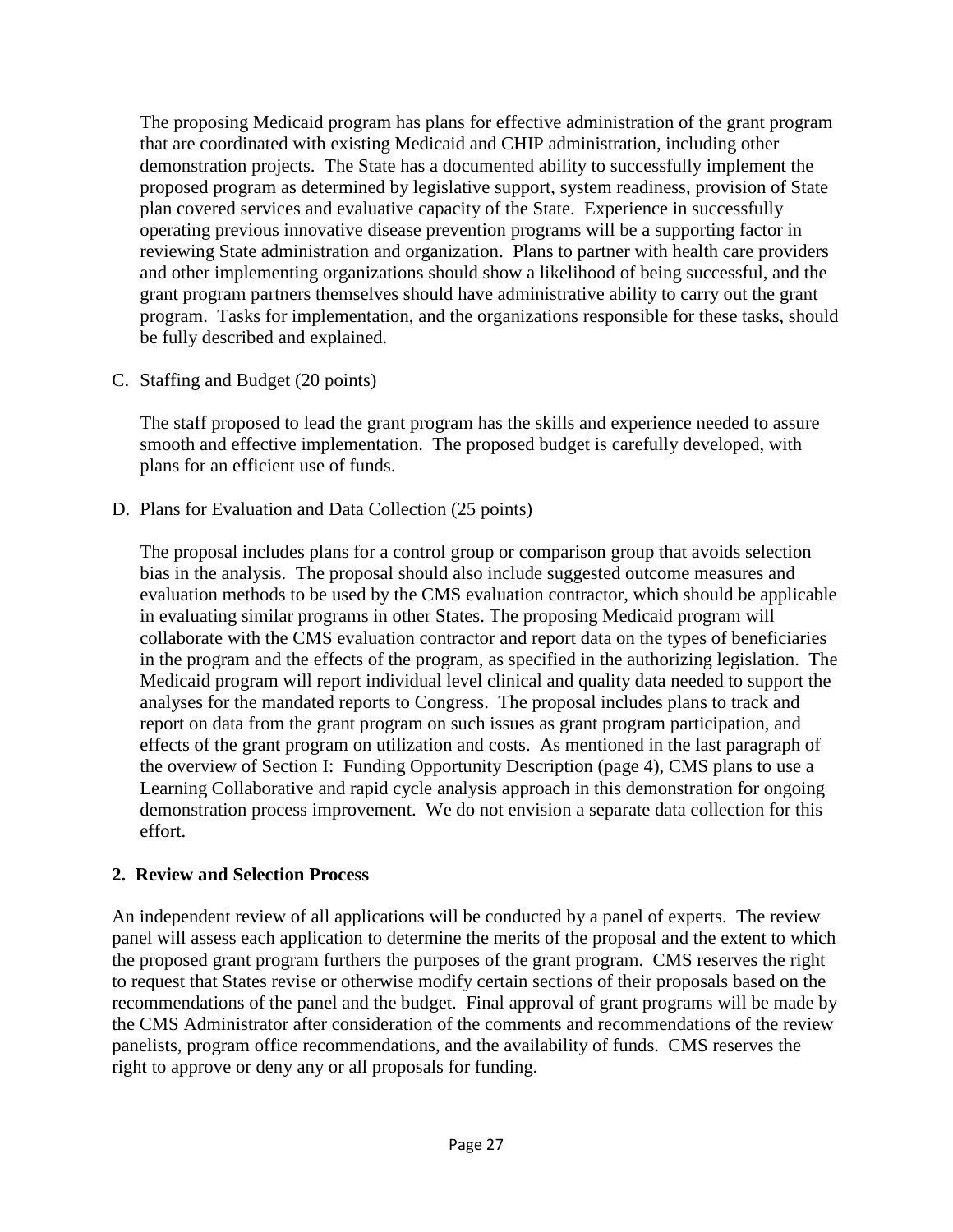The proposing Medicaid program has plans for effective administration of the grant program that are coordinated with existing Medicaid and CHIP administration, including other demonstration projects. The State has a documented ability to successfully implement the proposed program as determined by legislative support, system readiness, provision of State plan covered services and evaluative capacity of the State. Experience in successfully operating previous innovative disease prevention programs will be a supporting factor in reviewing State administration and organization. Plans to partner with health care providers and other implementing organizations should show a likelihood of being successful, and the grant program partners themselves should have administrative ability to carry out the grant program. Tasks for implementation, and the organizations responsible for these tasks, should be fully described and explained.

C. Staffing and Budget (20 points)

The staff proposed to lead the grant program has the skills and experience needed to assure smooth and effective implementation. The proposed budget is carefully developed, with plans for an efficient use of funds.

D. Plans for Evaluation and Data Collection (25 points)

The proposal includes plans for a control group or comparison group that avoids selection bias in the analysis. The proposal should also include suggested outcome measures and evaluation methods to be used by the CMS evaluation contractor, which should be applicable in evaluating similar programs in other States. The proposing Medicaid program will collaborate with the CMS evaluation contractor and report data on the types of beneficiaries in the program and the effects of the program, as specified in the authorizing legislation. The Medicaid program will report individual level clinical and quality data needed to support the analyses for the mandated reports to Congress. The proposal includes plans to track and report on data from the grant program on such issues as grant program participation, and effects of the grant program on utilization and costs. As mentioned in the last paragraph of the overview of Section I: Funding Opportunity Description (page 4), CMS plans to use a Learning Collaborative and rapid cycle analysis approach in this demonstration for ongoing demonstration process improvement. We do not envision a separate data collection for this effort.

## 2. Review and Selection Process

An independent review of all applications will be conducted by a panel of experts. The review panel will assess each application to determine the merits of the proposal and the extent to which the proposed grant program furthers the purposes of the grant program. CMS reserves the right to request that States revise or otherwise modify certain sections of their proposals based on the recommendations of the panel and the budget. Final approval of grant programs will be made by the CMS Administrator after consideration of the comments and recommendations of the review panelists, program office recommendations, and the availability of funds. CMS reserves the right to approve or deny any or all proposals for funding.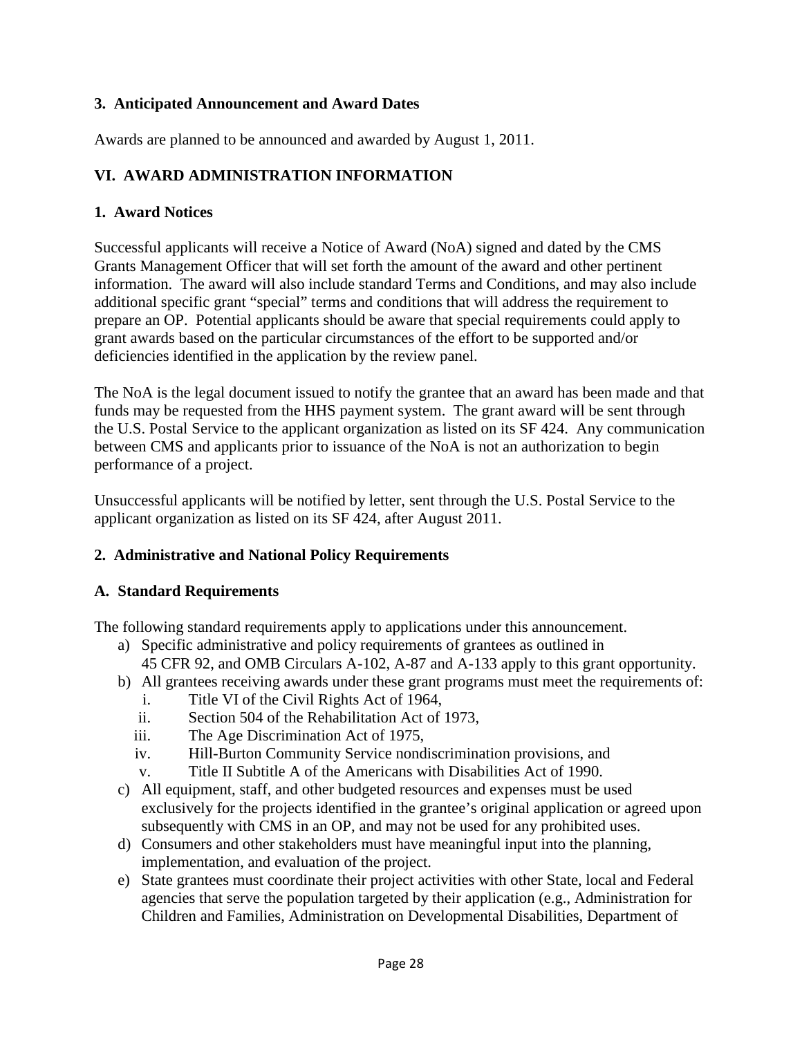### 3. Anticipated Announcement and Award Dates

Awards are planned to be announced and awarded by August 1, 2011.

## VI. AWARD ADMINISTRATION INFORMATION

### 1. Award Notices

Successful applicants will receive a Notice of Award (NoA) signed and dated by the CMS Grants Management Officer that will set forth the amount of the award and other pertinent information. The award will also include standard Terms and Conditions, and may also include additional specific grant "special" terms and conditions that will address the requirement to prepare an OP. Potential applicants should be aware that special requirements could apply to grant awards based on the particular circumstances of the effort to be supported and/or deficiencies identified in the application by the review panel.

The NoA is the legal document issued to notify the grantee that an award has been made and that funds may be requested from the HHS payment system. The grant award will be sent through the U.S. Postal Service to the applicant organization as listed on its SF 424. Any communication between CMS and applicants prior to issuance of the NoA is not an authorization to begin performance of a project.

Unsuccessful applicants will be notified by letter, sent through the U.S. Postal Service to the applicant organization as listed on its SF 424, after August 2011.

### 2. Administrative and National Policy Requirements

### A. Standard Requirements

The following standard requirements apply to applications under this announcement.

a) Specific administrative and policy requirements of grantees as outlined in 45 CFR 92, and OMB Circulars A-102, A-87 and A-133 apply to this grant opportunity.
b) All grantees receiving awards under these grant programs must meet the requirements of:
   i. Title VI of the Civil Rights Act of 1964,
   ii. Section 504 of the Rehabilitation Act of 1973,
   iii. The Age Discrimination Act of 1975,
   iv. Hill-Burton Community Service nondiscrimination provisions, and
   v. Title II Subtitle A of the Americans with Disabilities Act of 1990.
c) All equipment, staff, and other budgeted resources and expenses must be used exclusively for the projects identified in the grantee's original application or agreed upon subsequently with CMS in an OP, and may not be used for any prohibited uses.
d) Consumers and other stakeholders must have meaningful input into the planning, implementation, and evaluation of the project.
e) State grantees must coordinate their project activities with other State, local and Federal agencies that serve the population targeted by their application (e.g., Administration for Children and Families, Administration on Developmental Disabilities, Department of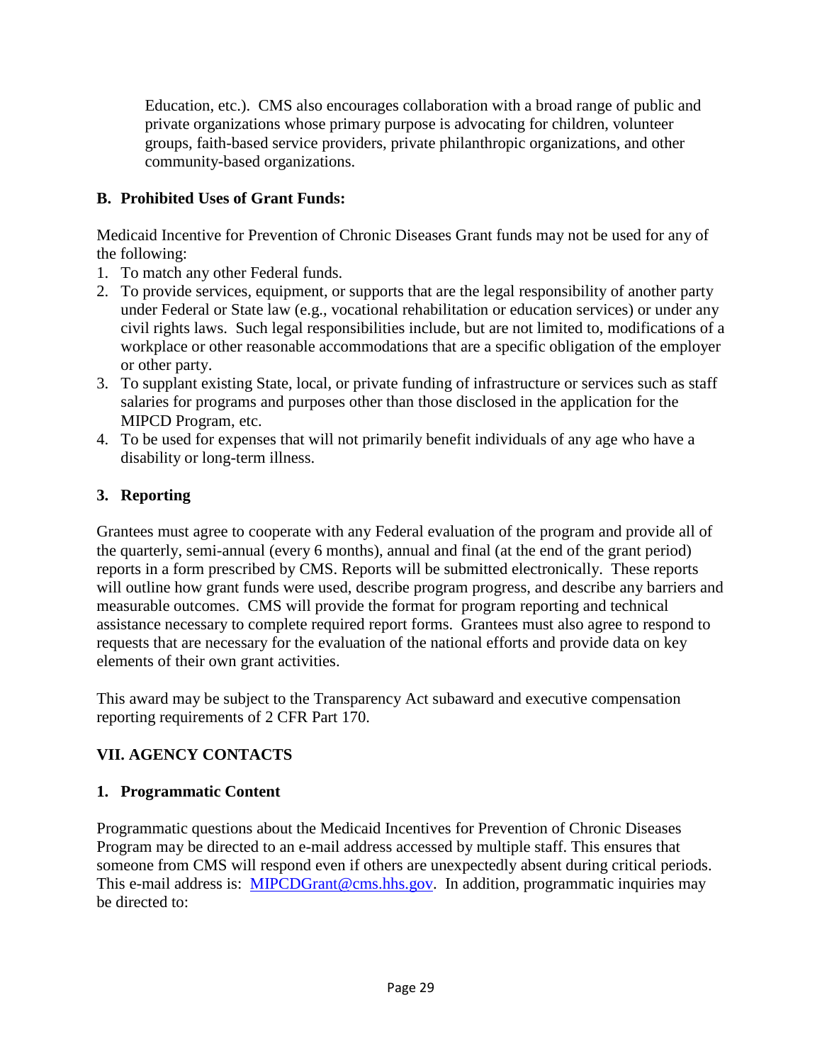Education, etc.). CMS also encourages collaboration with a broad range of public and private organizations whose primary purpose is advocating for children, volunteer groups, faith-based service providers, private philanthropic organizations, and other community-based organizations.

### B. Prohibited Uses of Grant Funds:

Medicaid Incentive for Prevention of Chronic Diseases Grant funds may not be used for any of the following:

1. To match any other Federal funds.
2. To provide services, equipment, or supports that are the legal responsibility of another party under Federal or State law (e.g., vocational rehabilitation or education services) or under any civil rights laws. Such legal responsibilities include, but are not limited to, modifications of a workplace or other reasonable accommodations that are a specific obligation of the employer or other party.
3. To supplant existing State, local, or private funding of infrastructure or services such as staff salaries for programs and purposes other than those disclosed in the application for the MIPCD Program, etc.
4. To be used for expenses that will not primarily benefit individuals of any age who have a disability or long-term illness.

### 3. Reporting

Grantees must agree to cooperate with any Federal evaluation of the program and provide all of the quarterly, semi-annual (every 6 months), annual and final (at the end of the grant period) reports in a form prescribed by CMS. Reports will be submitted electronically. These reports will outline how grant funds were used, describe program progress, and describe any barriers and measurable outcomes. CMS will provide the format for program reporting and technical assistance necessary to complete required report forms. Grantees must also agree to respond to requests that are necessary for the evaluation of the national efforts and provide data on key elements of their own grant activities.

This award may be subject to the Transparency Act subaward and executive compensation reporting requirements of 2 CFR Part 170.

## VII. AGENCY CONTACTS

### 1. Programmatic Content

Programmatic questions about the Medicaid Incentives for Prevention of Chronic Diseases Program may be directed to an e-mail address accessed by multiple staff. This ensures that someone from CMS will respond even if others are unexpectedly absent during critical periods. This e-mail address is: [MIPCDGrant@cms.hhs.gov](mailto:MIPCDGrant@cms.hhs.gov). In addition, programmatic inquiries may be directed to: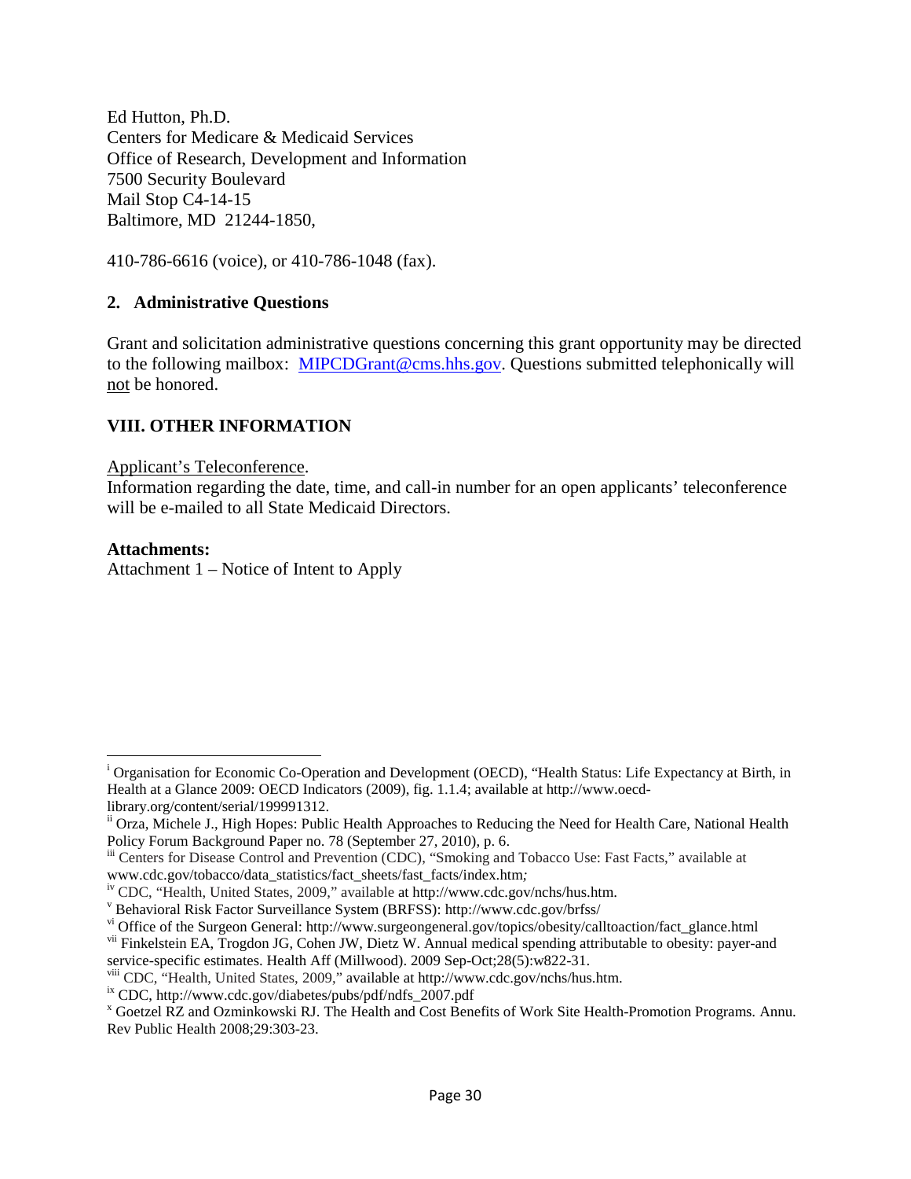Ed Hutton, Ph.D.
Centers for Medicare & Medicaid Services
Office of Research, Development and Information
7500 Security Boulevard
Mail Stop C4-14-15
Baltimore, MD 21244-1850,

410-786-6616 (voice), or 410-786-1048 (fax).

### 2. Administrative Questions

Grant and solicitation administrative questions concerning this grant opportunity may be directed to the following mailbox: MIPCDGrant@cms.hhs.gov. Questions submitted telephonically will not be honored.

## VIII. OTHER INFORMATION

Applicant's Teleconference.
Information regarding the date, time, and call-in number for an open applicants' teleconference will be e-mailed to all State Medicaid Directors.

**Attachments:**
Attachment 1 – Notice of Intent to Apply

---

[i] Organisation for Economic Co-Operation and Development (OECD), "Health Status: Life Expectancy at Birth, in Health at a Glance 2009: OECD Indicators (2009), fig. 1.1.4; available at http://www.oecd-library.org/content/serial/199991312.

[ii] Orza, Michele J., High Hopes: Public Health Approaches to Reducing the Need for Health Care, National Health Policy Forum Background Paper no. 78 (September 27, 2010), p. 6.

[iii] Centers for Disease Control and Prevention (CDC), "Smoking and Tobacco Use: Fast Facts," available at www.cdc.gov/tobacco/data_statistics/fact_sheets/fast_facts/index.htm;

[iv] CDC, "Health, United States, 2009," available at http://www.cdc.gov/nchs/hus.htm.

[v] Behavioral Risk Factor Surveillance System (BRFSS): http://www.cdc.gov/brfss/

[vi] Office of the Surgeon General: http://www.surgeongeneral.gov/topics/obesity/calltoaction/fact_glance.html

[vii] Finkelstein EA, Trogdon JG, Cohen JW, Dietz W. Annual medical spending attributable to obesity: payer-and service-specific estimates. Health Aff (Millwood). 2009 Sep-Oct;28(5):w822-31.

[viii] CDC, "Health, United States, 2009," available at http://www.cdc.gov/nchs/hus.htm.

[ix] CDC, http://www.cdc.gov/diabetes/pubs/pdf/ndfs_2007.pdf

[x] Goetzel RZ and Ozminkowski RJ. The Health and Cost Benefits of Work Site Health-Promotion Programs. Annu. Rev Public Health 2008;29:303-23.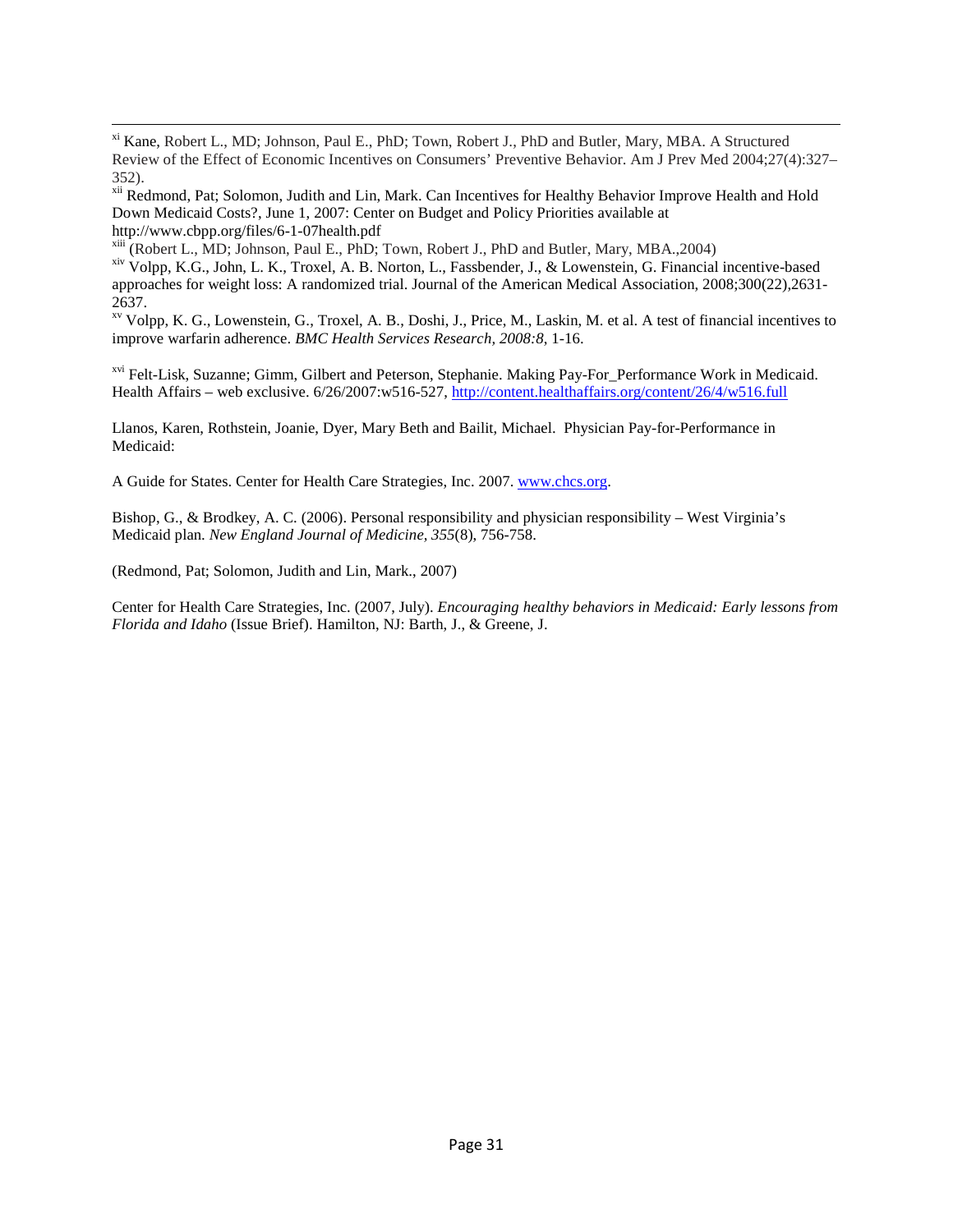[xi] Kane, Robert L., MD; Johnson, Paul E., PhD; Town, Robert J., PhD and Butler, Mary, MBA. A Structured Review of the Effect of Economic Incentives on Consumers' Preventive Behavior. Am J Prev Med 2004;27(4):327–352).

[xii] Redmond, Pat; Solomon, Judith and Lin, Mark. Can Incentives for Healthy Behavior Improve Health and Hold Down Medicaid Costs?, June 1, 2007: Center on Budget and Policy Priorities available at http://www.cbpp.org/files/6-1-07health.pdf

[xiii] (Robert L., MD; Johnson, Paul E., PhD; Town, Robert J., PhD and Butler, Mary, MBA.,2004)

[xiv] Volpp, K.G., John, L. K., Troxel, A. B. Norton, L., Fassbender, J., & Lowenstein, G. Financial incentive-based approaches for weight loss: A randomized trial. Journal of the American Medical Association, 2008;300(22),2631-2637.

[xv] Volpp, K. G., Lowenstein, G., Troxel, A. B., Doshi, J., Price, M., Laskin, M. et al. A test of financial incentives to improve warfarin adherence. *BMC Health Services Research, 2008:8*, 1-16.

[xvi] Felt-Lisk, Suzanne; Gimm, Gilbert and Peterson, Stephanie. Making Pay-For_Performance Work in Medicaid. Health Affairs – web exclusive. 6/26/2007:w516-527, http://content.healthaffairs.org/content/26/4/w516.full

Llanos, Karen, Rothstein, Joanie, Dyer, Mary Beth and Bailit, Michael. Physician Pay-for-Performance in Medicaid:

A Guide for States. Center for Health Care Strategies, Inc. 2007. www.chcs.org.

Bishop, G., & Brodkey, A. C. (2006). Personal responsibility and physician responsibility – West Virginia's Medicaid plan. *New England Journal of Medicine, 355*(8), 756-758.

(Redmond, Pat; Solomon, Judith and Lin, Mark., 2007)

Center for Health Care Strategies, Inc. (2007, July). *Encouraging healthy behaviors in Medicaid: Early lessons from Florida and Idaho* (Issue Brief). Hamilton, NJ: Barth, J., & Greene, J.